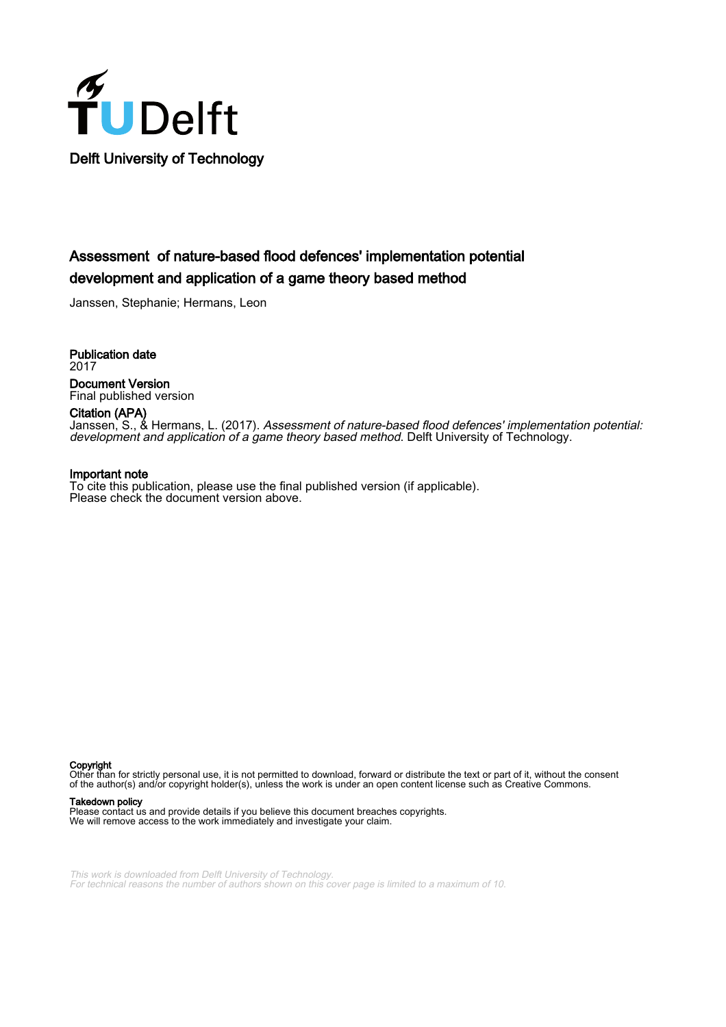Delft University of Technology

# Assessment of nature-based flood defences' implementation potential development and application of a game theory based method

Janssen, Stephanie; Hermans, Leon

**Publication date**
2017

**Document Version**
Final published version

**Citation (APA)**
Janssen, S., & Hermans, L. (2017). *Assessment of nature-based flood defences' implementation potential: development and application of a game theory based method*. Delft University of Technology.

**Important note**
To cite this publication, please use the final published version (if applicable).
Please check the document version above.

**Copyright**
Other than for strictly personal use, it is not permitted to download, forward or distribute the text or part of it, without the consent of the author(s) and/or copyright holder(s), unless the work is under an open content license such as Creative Commons.

**Takedown policy**
Please contact us and provide details if you believe this document breaches copyrights.
We will remove access to the work immediately and investigate your claim.

*This work is downloaded from Delft University of Technology.*
*For technical reasons the number of authors shown on this cover page is limited to a maximum of 10.*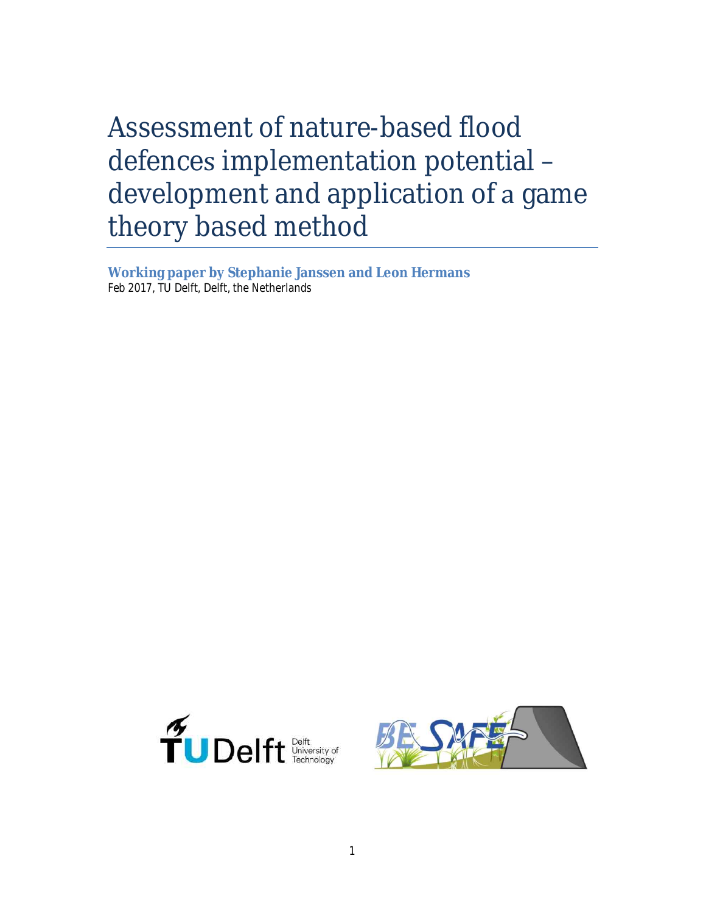# Assessment of nature-based flood defences implementation potential – development and application of a game theory based method

**Working paper by Stephanie Janssen and Leon Hermans**

*Feb 2017, TU Delft, Delft, the Netherlands*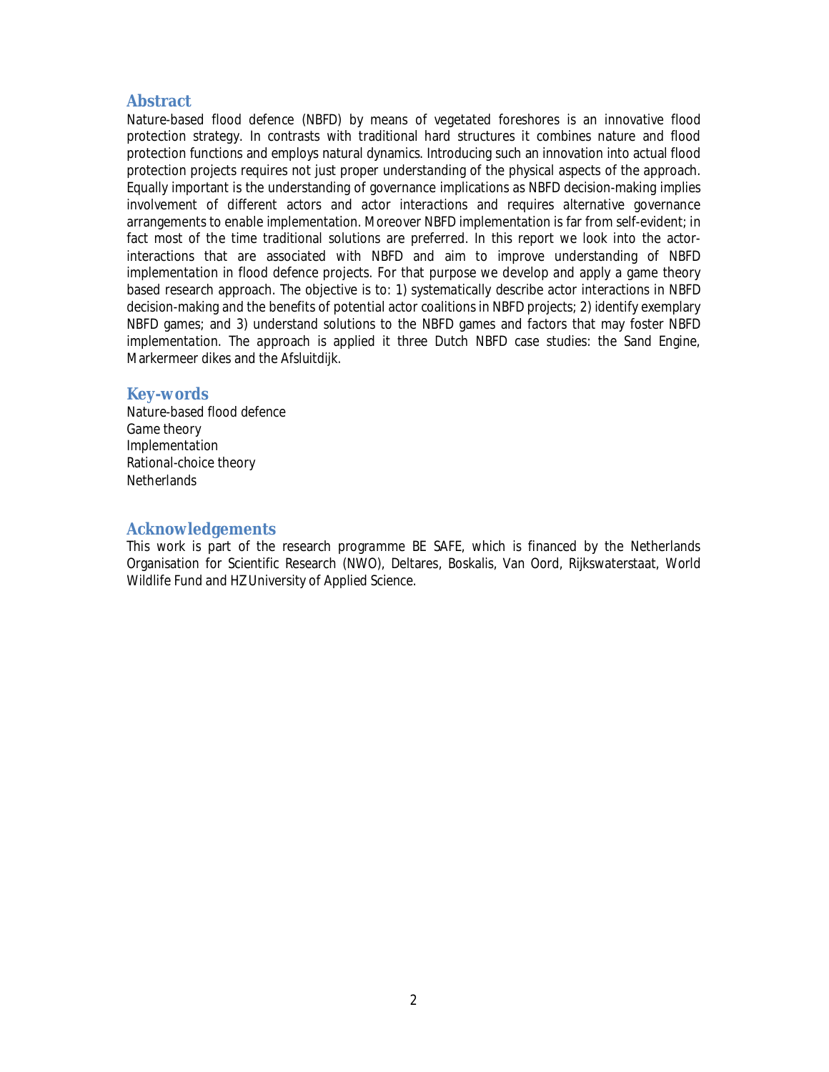## Abstract

Nature-based flood defence (NBFD) by means of vegetated foreshores is an innovative flood protection strategy. In contrasts with traditional hard structures it combines nature and flood protection functions and employs natural dynamics. Introducing such an innovation into actual flood protection projects requires not just proper understanding of the physical aspects of the approach. Equally important is the understanding of governance implications as NBFD decision-making implies involvement of different actors and actor interactions and requires alternative governance arrangements to enable implementation. Moreover NBFD implementation is far from self-evident; in fact most of the time traditional solutions are preferred. In this report we look into the actor-interactions that are associated with NBFD and aim to improve understanding of NBFD implementation in flood defence projects. For that purpose we develop and apply a game theory based research approach. The objective is to: 1) systematically describe actor interactions in NBFD decision-making and the benefits of potential actor coalitions in NBFD projects; 2) identify exemplary NBFD games; and 3) understand solutions to the NBFD games and factors that may foster NBFD implementation. The approach is applied it three Dutch NBFD case studies: the Sand Engine, Markermeer dikes and the Afsluitdijk.

## Key-words

Nature-based flood defence
Game theory
Implementation
Rational-choice theory
Netherlands

## Acknowledgements

This work is part of the research programme BE SAFE, which is financed by the Netherlands Organisation for Scientific Research (NWO), Deltares, Boskalis, Van Oord, Rijkswaterstaat, World Wildlife Fund and HZ University of Applied Science.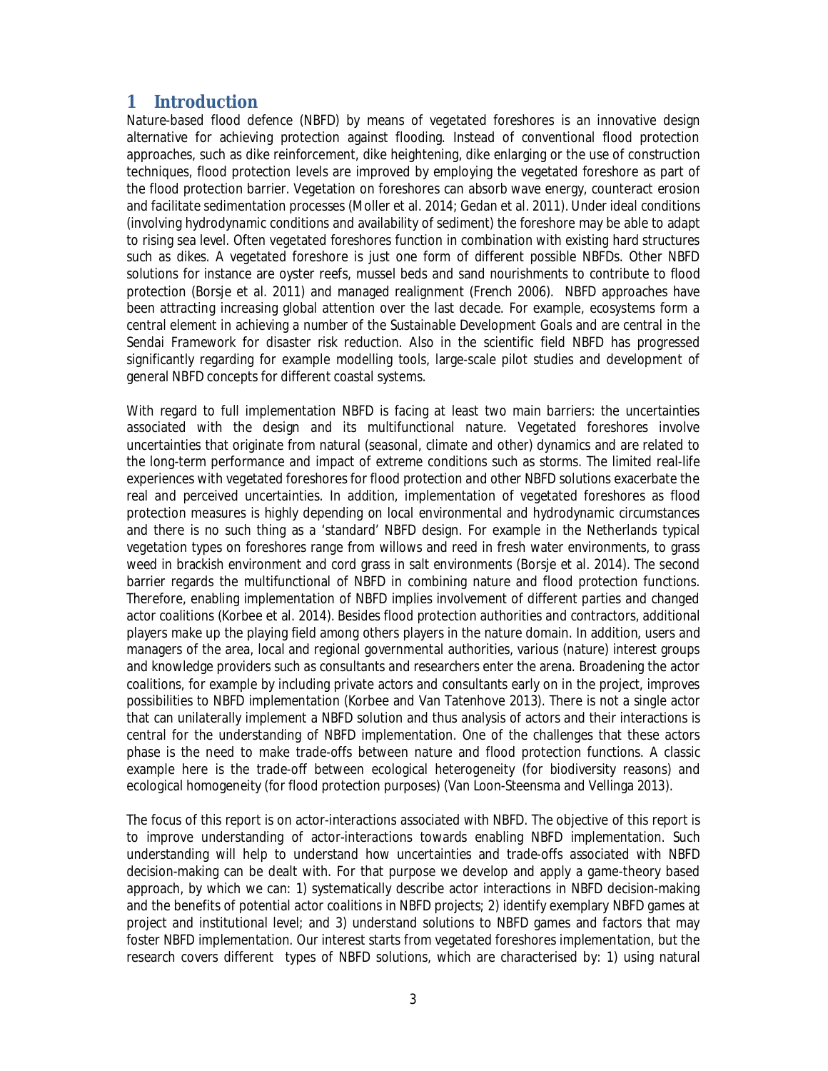# 1 Introduction

Nature-based flood defence (NBFD) by means of vegetated foreshores is an innovative design alternative for achieving protection against flooding. Instead of conventional flood protection approaches, such as dike reinforcement, dike heightening, dike enlarging or the use of construction techniques, flood protection levels are improved by employing the vegetated foreshore as part of the flood protection barrier. Vegetation on foreshores can absorb wave energy, counteract erosion and facilitate sedimentation processes (Moller et al. 2014; Gedan et al. 2011). Under ideal conditions (involving hydrodynamic conditions and availability of sediment) the foreshore may be able to adapt to rising sea level. Often vegetated foreshores function in combination with existing hard structures such as dikes. A vegetated foreshore is just one form of different possible NBFDs. Other NBFD solutions for instance are oyster reefs, mussel beds and sand nourishments to contribute to flood protection (Borsje et al. 2011) and managed realignment (French 2006). NBFD approaches have been attracting increasing global attention over the last decade. For example, ecosystems form a central element in achieving a number of the Sustainable Development Goals and are central in the Sendai Framework for disaster risk reduction. Also in the scientific field NBFD has progressed significantly regarding for example modelling tools, large-scale pilot studies and development of general NBFD concepts for different coastal systems.

With regard to full implementation NBFD is facing at least two main barriers: the uncertainties associated with the design and its multifunctional nature. Vegetated foreshores involve uncertainties that originate from natural (seasonal, climate and other) dynamics and are related to the long-term performance and impact of extreme conditions such as storms. The limited real-life experiences with vegetated foreshores for flood protection and other NBFD solutions exacerbate the real and perceived uncertainties. In addition, implementation of vegetated foreshores as flood protection measures is highly depending on local environmental and hydrodynamic circumstances and there is no such thing as a 'standard' NBFD design. For example in the Netherlands typical vegetation types on foreshores range from willows and reed in fresh water environments, to grass weed in brackish environment and cord grass in salt environments (Borsje et al. 2014). The second barrier regards the multifunctional of NBFD in combining nature and flood protection functions. Therefore, enabling implementation of NBFD implies involvement of different parties and changed actor coalitions (Korbee et al. 2014). Besides flood protection authorities and contractors, additional players make up the playing field among others players in the nature domain. In addition, users and managers of the area, local and regional governmental authorities, various (nature) interest groups and knowledge providers such as consultants and researchers enter the arena. Broadening the actor coalitions, for example by including private actors and consultants early on in the project, improves possibilities to NBFD implementation (Korbee and Van Tatenhove 2013). There is not a single actor that can unilaterally implement a NBFD solution and thus analysis of actors and their interactions is central for the understanding of NBFD implementation. One of the challenges that these actors phase is the need to make trade-offs between nature and flood protection functions. A classic example here is the trade-off between ecological heterogeneity (for biodiversity reasons) and ecological homogeneity (for flood protection purposes) (Van Loon-Steensma and Vellinga 2013).

The focus of this report is on actor-interactions associated with NBFD. The objective of this report is to improve understanding of actor-interactions towards enabling NBFD implementation. Such understanding will help to understand how uncertainties and trade-offs associated with NBFD decision-making can be dealt with. For that purpose we develop and apply a game-theory based approach, by which we can: 1) systematically describe actor interactions in NBFD decision-making and the benefits of potential actor coalitions in NBFD projects; 2) identify exemplary NBFD games at project and institutional level; and 3) understand solutions to NBFD games and factors that may foster NBFD implementation. Our interest starts from vegetated foreshores implementation, but the research covers different types of NBFD solutions, which are characterised by: 1) using natural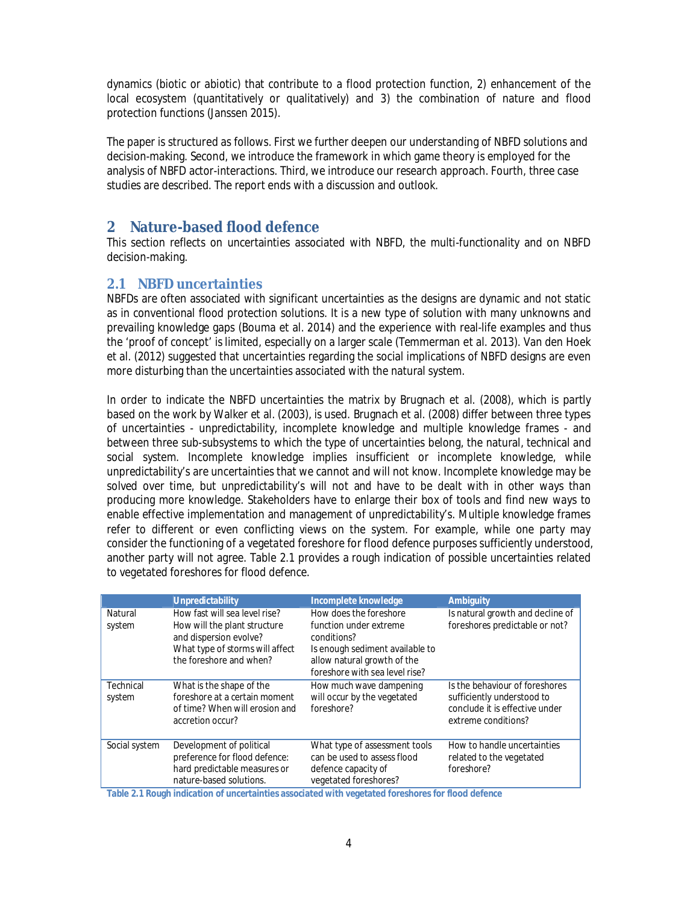dynamics (biotic or abiotic) that contribute to a flood protection function, 2) enhancement of the local ecosystem (quantitatively or qualitatively) and 3) the combination of nature and flood protection functions (Janssen 2015).

The paper is structured as follows. First we further deepen our understanding of NBFD solutions and decision-making. Second, we introduce the framework in which game theory is employed for the analysis of NBFD actor-interactions. Third, we introduce our research approach. Fourth, three case studies are described. The report ends with a discussion and outlook.

## 2 Nature-based flood defence

This section reflects on uncertainties associated with NBFD, the multi-functionality and on NBFD decision-making.

### 2.1 NBFD uncertainties

NBFDs are often associated with significant uncertainties as the designs are dynamic and not static as in conventional flood protection solutions. It is a new type of solution with many unknowns and prevailing knowledge gaps (Bouma et al. 2014) and the experience with real-life examples and thus the 'proof of concept' is limited, especially on a larger scale (Temmerman et al. 2013). Van den Hoek et al. (2012) suggested that uncertainties regarding the social implications of NBFD designs are even more disturbing than the uncertainties associated with the natural system.

In order to indicate the NBFD uncertainties the matrix by Brugnach et al. (2008), which is partly based on the work by Walker et al. (2003), is used. Brugnach et al. (2008) differ between three types of uncertainties - unpredictability, incomplete knowledge and multiple knowledge frames - and between three sub-subsystems to which the type of uncertainties belong, the natural, technical and social system. Incomplete knowledge implies insufficient or incomplete knowledge, while unpredictability's are uncertainties that we cannot and will not know. Incomplete knowledge may be solved over time, but unpredictability's will not and have to be dealt with in other ways than producing more knowledge. Stakeholders have to enlarge their box of tools and find new ways to enable effective implementation and management of unpredictability's. Multiple knowledge frames refer to different or even conflicting views on the system. For example, while one party may consider the functioning of a vegetated foreshore for flood defence purposes sufficiently understood, another party will not agree. Table 2.1 provides a rough indication of possible uncertainties related to vegetated foreshores for flood defence.

| | Unpredictability | Incomplete knowledge | Ambiguity |
|---|---|---|---|
| Natural system | How fast will sea level rise? How will the plant structure and dispersion evolve? What type of storms will affect the foreshore and when? | How does the foreshore function under extreme conditions? Is enough sediment available to allow natural growth of the foreshore with sea level rise? | Is natural growth and decline of foreshores predictable or not? |
| Technical system | What is the shape of the foreshore at a certain moment of time? When will erosion and accretion occur? | How much wave dampening will occur by the vegetated foreshore? | Is the behaviour of foreshores sufficiently understood to conclude it is effective under extreme conditions? |
| Social system | Development of political preference for flood defence: hard predictable measures or nature-based solutions. | What type of assessment tools can be used to assess flood defence capacity of vegetated foreshores? | How to handle uncertainties related to the vegetated foreshore? |

Table 2.1 Rough indication of uncertainties associated with vegetated foreshores for flood defence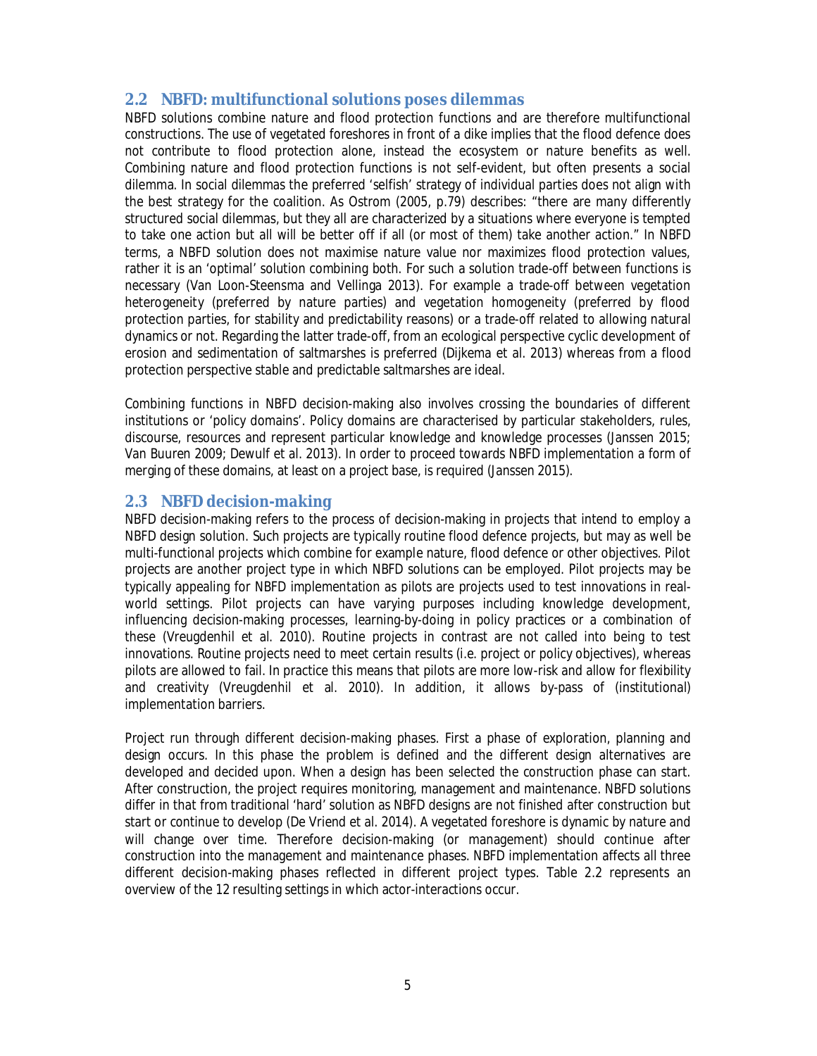## 2.2 NBFD: multifunctional solutions poses dilemmas

NBFD solutions combine nature and flood protection functions and are therefore multifunctional constructions. The use of vegetated foreshores in front of a dike implies that the flood defence does not contribute to flood protection alone, instead the ecosystem or nature benefits as well. Combining nature and flood protection functions is not self-evident, but often presents a social dilemma. In social dilemmas the preferred 'selfish' strategy of individual parties does not align with the best strategy for the coalition. As Ostrom (2005, p.79) describes: "there are many differently structured social dilemmas, but they all are characterized by a situations where everyone is tempted to take one action but all will be better off if all (or most of them) take another action." In NBFD terms, a NBFD solution does not maximise nature value nor maximizes flood protection values, rather it is an 'optimal' solution combining both. For such a solution trade-off between functions is necessary (Van Loon-Steensma and Vellinga 2013). For example a trade-off between vegetation heterogeneity (preferred by nature parties) and vegetation homogeneity (preferred by flood protection parties, for stability and predictability reasons) or a trade-off related to allowing natural dynamics or not. Regarding the latter trade-off, from an ecological perspective cyclic development of erosion and sedimentation of saltmarshes is preferred (Dijkema et al. 2013) whereas from a flood protection perspective stable and predictable saltmarshes are ideal.

Combining functions in NBFD decision-making also involves crossing the boundaries of different institutions or 'policy domains'. Policy domains are characterised by particular stakeholders, rules, discourse, resources and represent particular knowledge and knowledge processes (Janssen 2015; Van Buuren 2009; Dewulf et al. 2013). In order to proceed towards NBFD implementation a form of merging of these domains, at least on a project base, is required (Janssen 2015).

## 2.3 NBFD decision-making

NBFD decision-making refers to the process of decision-making in projects that intend to employ a NBFD design solution. Such projects are typically routine flood defence projects, but may as well be multi-functional projects which combine for example nature, flood defence or other objectives. Pilot projects are another project type in which NBFD solutions can be employed. Pilot projects may be typically appealing for NBFD implementation as pilots are projects used to test innovations in real-world settings. Pilot projects can have varying purposes including knowledge development, influencing decision-making processes, learning-by-doing in policy practices or a combination of these (Vreugdenhil et al. 2010). Routine projects in contrast are not called into being to test innovations. Routine projects need to meet certain results (i.e. project or policy objectives), whereas pilots are allowed to fail. In practice this means that pilots are more low-risk and allow for flexibility and creativity (Vreugdenhil et al. 2010). In addition, it allows by-pass of (institutional) implementation barriers.

Project run through different decision-making phases. First a phase of exploration, planning and design occurs. In this phase the problem is defined and the different design alternatives are developed and decided upon. When a design has been selected the construction phase can start. After construction, the project requires monitoring, management and maintenance. NBFD solutions differ in that from traditional 'hard' solution as NBFD designs are not finished after construction but start or continue to develop (De Vriend et al. 2014). A vegetated foreshore is dynamic by nature and will change over time. Therefore decision-making (or management) should continue after construction into the management and maintenance phases. NBFD implementation affects all three different decision-making phases reflected in different project types. Table 2.2 represents an overview of the 12 resulting settings in which actor-interactions occur.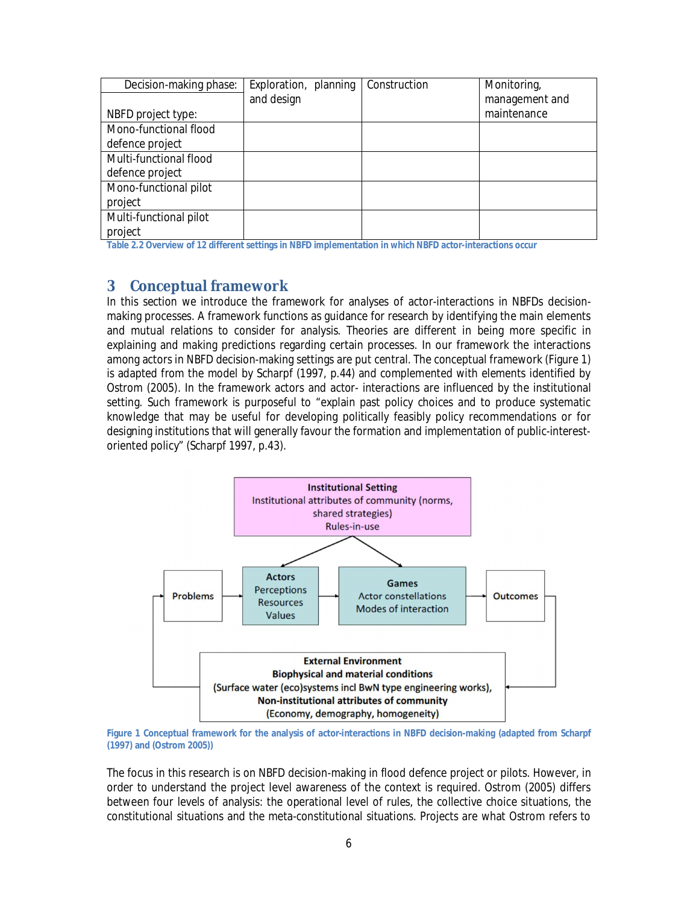| Decision-making phase: NBFD project type: | Exploration, planning and design | Construction | Monitoring, management and maintenance |
|---|---|---|---|
| Mono-functional flood defence project | | | |
| Multi-functional flood defence project | | | |
| Mono-functional pilot project | | | |
| Multi-functional pilot project | | | |

Table 2.2 Overview of 12 different settings in NBFD implementation in which NBFD actor-interactions occur

# 3 Conceptual framework

In this section we introduce the framework for analyses of actor-interactions in NBFDs decision-making processes. A framework functions as guidance for research by identifying the main elements and mutual relations to consider for analysis. Theories are different in being more specific in explaining and making predictions regarding certain processes. In our framework the interactions among actors in NBFD decision-making settings are put central. The conceptual framework (Figure 1) is adapted from the model by Scharpf (1997, p.44) and complemented with elements identified by Ostrom (2005). In the framework actors and actor- interactions are influenced by the institutional setting. Such framework is purposeful to "explain past policy choices and to produce systematic knowledge that may be useful for developing politically feasibly policy recommendations or for designing institutions that will generally favour the formation and implementation of public-interest-oriented policy" (Scharpf 1997, p.43).

**Institutional Setting**
Institutional attributes of community (norms, shared strategies)
Rules-in-use

**Problems** → **Actors** (Perceptions, Resources, Values) → **Games** (Actor constellations, Modes of interaction) → **Outcomes**

**External Environment**
**Biophysical and material conditions**
(Surface water (eco)systems incl BwN type engineering works),
**Non-institutional attributes of community**
(Economy, demography, homogeneity)

Figure 1 Conceptual framework for the analysis of actor-interactions in NBFD decision-making (adapted from Scharpf (1997) and (Ostrom 2005))

The focus in this research is on NBFD decision-making in flood defence project or pilots. However, in order to understand the project level awareness of the context is required. Ostrom (2005) differs between four levels of analysis: the operational level of rules, the collective choice situations, the constitutional situations and the meta-constitutional situations. Projects are what Ostrom refers to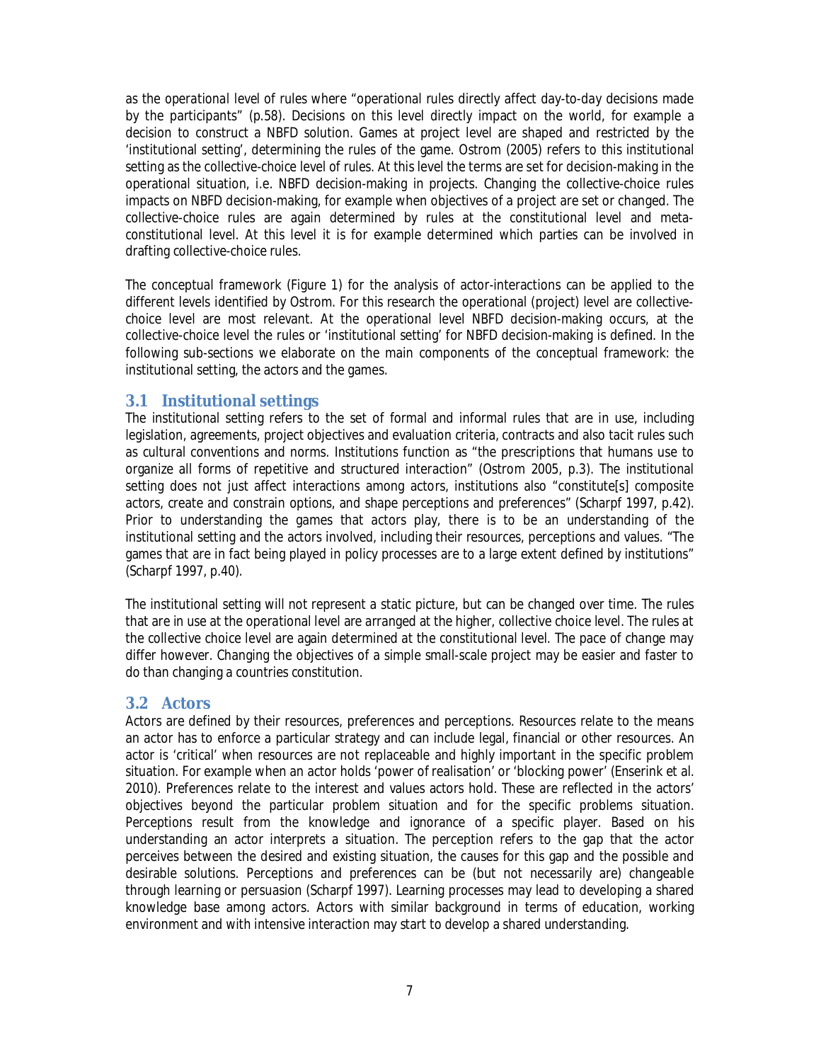as the operational level of rules where “operational rules directly affect day-to-day decisions made by the participants” (p.58). Decisions on this level directly impact on the world, for example a decision to construct a NBFD solution. Games at project level are shaped and restricted by the ‘institutional setting’, determining the rules of the game. Ostrom (2005) refers to this institutional setting as the collective-choice level of rules. At this level the terms are set for decision-making in the operational situation, i.e. NBFD decision-making in projects. Changing the collective-choice rules impacts on NBFD decision-making, for example when objectives of a project are set or changed. The collective-choice rules are again determined by rules at the constitutional level and meta-constitutional level. At this level it is for example determined which parties can be involved in drafting collective-choice rules.

The conceptual framework (Figure 1) for the analysis of actor-interactions can be applied to the different levels identified by Ostrom. For this research the operational (project) level are collective-choice level are most relevant. At the operational level NBFD decision-making occurs, at the collective-choice level the rules or ‘institutional setting’ for NBFD decision-making is defined. In the following sub-sections we elaborate on the main components of the conceptual framework: the institutional setting, the actors and the games.

## 3.1 Institutional settings

The institutional setting refers to the set of formal and informal rules that are in use, including legislation, agreements, project objectives and evaluation criteria, contracts and also tacit rules such as cultural conventions and norms. Institutions function as “the prescriptions that humans use to organize all forms of repetitive and structured interaction” (Ostrom 2005, p.3). The institutional setting does not just affect interactions among actors, institutions also “constitute[s] composite actors, create and constrain options, and shape perceptions and preferences” (Scharpf 1997, p.42). Prior to understanding the games that actors play, there is to be an understanding of the institutional setting and the actors involved, including their resources, perceptions and values. “The games that are in fact being played in policy processes are to a large extent defined by institutions” (Scharpf 1997, p.40).

The institutional setting will not represent a static picture, but can be changed over time. The rules that are in use at the operational level are arranged at the higher, collective choice level. The rules at the collective choice level are again determined at the constitutional level. The pace of change may differ however. Changing the objectives of a simple small-scale project may be easier and faster to do than changing a countries constitution.

## 3.2 Actors

Actors are defined by their resources, preferences and perceptions. Resources relate to the means an actor has to enforce a particular strategy and can include legal, financial or other resources. An actor is ‘critical’ when resources are not replaceable and highly important in the specific problem situation. For example when an actor holds ‘power of realisation’ or ‘blocking power’ (Enserink et al. 2010). Preferences relate to the interest and values actors hold. These are reflected in the actors’ objectives beyond the particular problem situation and for the specific problems situation. Perceptions result from the knowledge and ignorance of a specific player. Based on his understanding an actor interprets a situation. The perception refers to the gap that the actor perceives between the desired and existing situation, the causes for this gap and the possible and desirable solutions. Perceptions and preferences can be (but not necessarily are) changeable through learning or persuasion (Scharpf 1997). Learning processes may lead to developing a shared knowledge base among actors. Actors with similar background in terms of education, working environment and with intensive interaction may start to develop a shared understanding.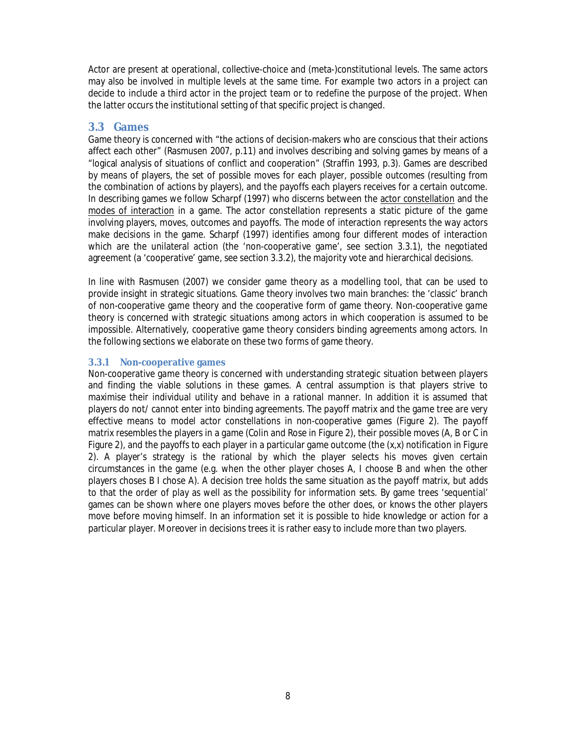Actor are present at operational, collective-choice and (meta-)constitutional levels. The same actors may also be involved in multiple levels at the same time. For example two actors in a project can decide to include a third actor in the project team or to redefine the purpose of the project. When the latter occurs the institutional setting of that specific project is changed.

## 3.3 Games

Game theory is concerned with "the actions of decision-makers who are conscious that their actions affect each other" (Rasmusen 2007, p.11) and involves describing and solving games by means of a "logical analysis of situations of conflict and cooperation" (Straffin 1993, p.3). Games are described by means of players, the set of possible moves for each player, possible outcomes (resulting from the combination of actions by players), and the payoffs each players receives for a certain outcome. In describing games we follow Scharpf (1997) who discerns between the <u>actor constellation</u> and the <u>modes of interaction</u> in a game. The actor constellation represents a static picture of the game involving players, moves, outcomes and payoffs. The mode of interaction represents the way actors make decisions in the game. Scharpf (1997) identifies among four different modes of interaction which are the unilateral action (the 'non-cooperative game', see section 3.3.1), the negotiated agreement (a 'cooperative' game, see section 3.3.2), the majority vote and hierarchical decisions.

In line with Rasmusen (2007) we consider game theory as a modelling tool, that can be used to provide insight in strategic situations. Game theory involves two main branches: the 'classic' branch of non-cooperative game theory and the cooperative form of game theory. Non-cooperative game theory is concerned with strategic situations among actors in which cooperation is assumed to be impossible. Alternatively, cooperative game theory considers binding agreements among actors. In the following sections we elaborate on these two forms of game theory.

### 3.3.1 Non-cooperative games

Non-cooperative game theory is concerned with understanding strategic situation between players and finding the viable solutions in these games. A central assumption is that players strive to maximise their individual utility and behave in a rational manner. In addition it is assumed that players do not/ cannot enter into binding agreements. The payoff matrix and the game tree are very effective means to model actor constellations in non-cooperative games (Figure 2). The payoff matrix resembles the players in a game (Colin and Rose in Figure 2), their possible moves (A, B or C in Figure 2), and the payoffs to each player in a particular game outcome (the (x,x) notification in Figure 2). A player's strategy is the rational by which the player selects his moves given certain circumstances in the game (e.g. when the other player choses A, I choose B and when the other players choses B I chose A). A decision tree holds the same situation as the payoff matrix, but adds to that the order of play as well as the possibility for information sets. By game trees 'sequential' games can be shown where one players moves before the other does, or knows the other players move before moving himself. In an information set it is possible to hide knowledge or action for a particular player. Moreover in decisions trees it is rather easy to include more than two players.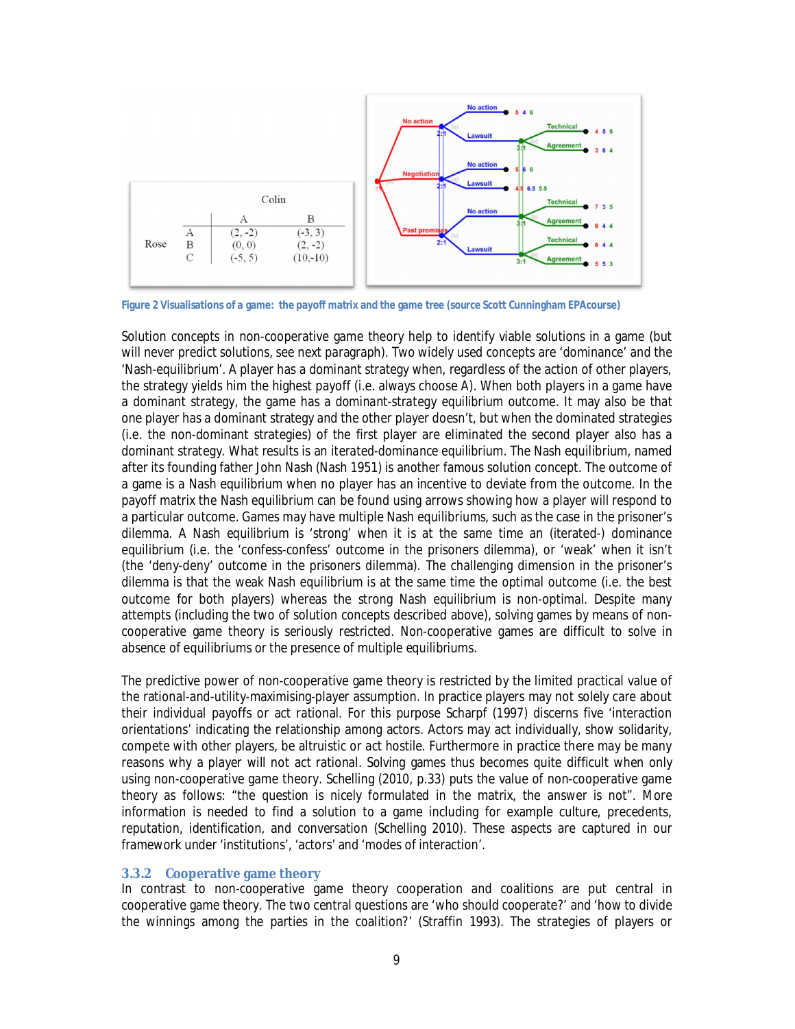|  |  | Colin |  |
|---|---|---|---|
|  |  | A | B |
| Rose | A | (2, -2) | (-3, 3) |
|  | B | (0, 0) | (2, -2) |
|  | C | (-5, 5) | (10, -10) |

Figure 2 Visualisations of a game: the payoff matrix and the game tree (source Scott Cunningham EPAcourse)

Solution concepts in non-cooperative game theory help to identify viable solutions in a game (but will never predict solutions, see next paragraph). Two widely used concepts are 'dominance' and the 'Nash-equilibrium'. A player has a dominant strategy when, regardless of the action of other players, the strategy yields him the highest payoff (i.e. always choose A). When both players in a game have a dominant strategy, the game has a dominant-strategy equilibrium outcome. It may also be that one player has a dominant strategy and the other player doesn't, but when the dominated strategies (i.e. the non-dominant strategies) of the first player are eliminated the second player also has a dominant strategy. What results is an iterated-dominance equilibrium. The Nash equilibrium, named after its founding father John Nash (Nash 1951) is another famous solution concept. The outcome of a game is a Nash equilibrium when no player has an incentive to deviate from the outcome. In the payoff matrix the Nash equilibrium can be found using arrows showing how a player will respond to a particular outcome. Games may have multiple Nash equilibriums, such as the case in the prisoner's dilemma. A Nash equilibrium is 'strong' when it is at the same time an (iterated-) dominance equilibrium (i.e. the 'confess-confess' outcome in the prisoners dilemma), or 'weak' when it isn't (the 'deny-deny' outcome in the prisoners dilemma). The challenging dimension in the prisoner's dilemma is that the weak Nash equilibrium is at the same time the optimal outcome (i.e. the best outcome for both players) whereas the strong Nash equilibrium is non-optimal. Despite many attempts (including the two of solution concepts described above), solving games by means of non-cooperative game theory is seriously restricted. Non-cooperative games are difficult to solve in absence of equilibriums or the presence of multiple equilibriums.

The predictive power of non-cooperative game theory is restricted by the limited practical value of the rational-and-utility-maximising-player assumption. In practice players may not solely care about their individual payoffs or act rational. For this purpose Scharpf (1997) discerns five 'interaction orientations' indicating the relationship among actors. Actors may act individually, show solidarity, compete with other players, be altruistic or act hostile. Furthermore in practice there may be many reasons why a player will not act rational. Solving games thus becomes quite difficult when only using non-cooperative game theory. Schelling (2010, p.33) puts the value of non-cooperative game theory as follows: "the question is nicely formulated in the matrix, the answer is not". More information is needed to find a solution to a game including for example culture, precedents, reputation, identification, and conversation (Schelling 2010). These aspects are captured in our framework under 'institutions', 'actors' and 'modes of interaction'.

### 3.3.2 Cooperative game theory

In contrast to non-cooperative game theory cooperation and coalitions are put central in cooperative game theory. The two central questions are 'who should cooperate?' and 'how to divide the winnings among the parties in the coalition?' (Straffin 1993). The strategies of players or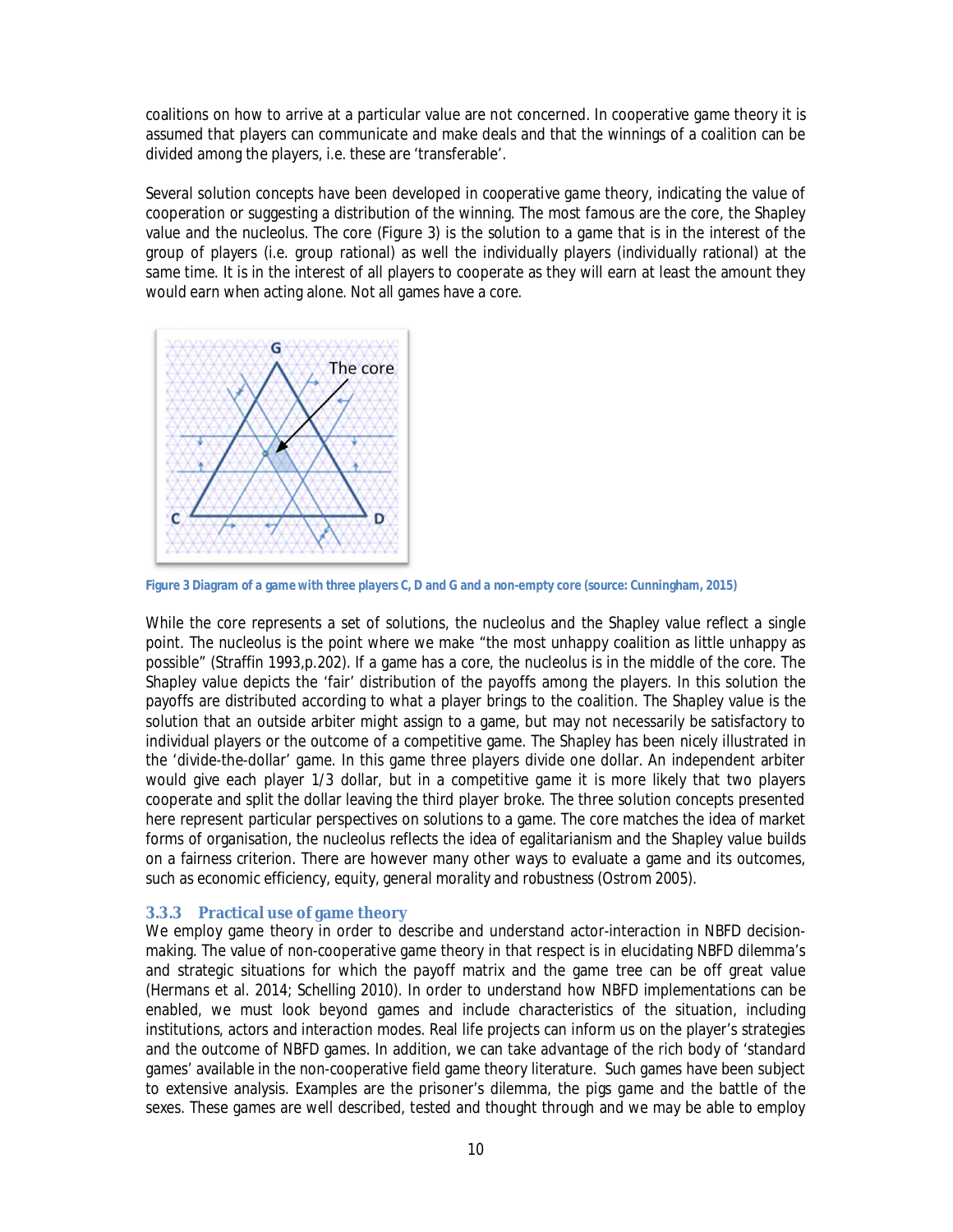coalitions on how to arrive at a particular value are not concerned. In cooperative game theory it is assumed that players can communicate and make deals and that the winnings of a coalition can be divided among the players, i.e. these are 'transferable'.

Several solution concepts have been developed in cooperative game theory, indicating the value of cooperation or suggesting a distribution of the winning. The most famous are the core, the Shapley value and the nucleolus. The core (Figure 3) is the solution to a game that is in the interest of the group of players (i.e. group rational) as well the individually players (individually rational) at the same time. It is in the interest of all players to cooperate as they will earn at least the amount they would earn when acting alone. Not all games have a core.

**Figure 3 Diagram of a game with three players C, D and G and a non-empty core (source: Cunningham, 2015)**

While the core represents a set of solutions, the nucleolus and the Shapley value reflect a single point. The nucleolus is the point where we make "the most unhappy coalition as little unhappy as possible" (Straffin 1993,p.202). If a game has a core, the nucleolus is in the middle of the core. The Shapley value depicts the 'fair' distribution of the payoffs among the players. In this solution the payoffs are distributed according to what a player brings to the coalition. The Shapley value is the solution that an outside arbiter might assign to a game, but may not necessarily be satisfactory to individual players or the outcome of a competitive game. The Shapley has been nicely illustrated in the 'divide-the-dollar' game. In this game three players divide one dollar. An independent arbiter would give each player 1/3 dollar, but in a competitive game it is more likely that two players cooperate and split the dollar leaving the third player broke. The three solution concepts presented here represent particular perspectives on solutions to a game. The core matches the idea of market forms of organisation, the nucleolus reflects the idea of egalitarianism and the Shapley value builds on a fairness criterion. There are however many other ways to evaluate a game and its outcomes, such as economic efficiency, equity, general morality and robustness (Ostrom 2005).

### 3.3.3 Practical use of game theory

We employ game theory in order to describe and understand actor-interaction in NBFD decision-making. The value of non-cooperative game theory in that respect is in elucidating NBFD dilemma's and strategic situations for which the payoff matrix and the game tree can be off great value (Hermans et al. 2014; Schelling 2010). In order to understand how NBFD implementations can be enabled, we must look beyond games and include characteristics of the situation, including institutions, actors and interaction modes. Real life projects can inform us on the player's strategies and the outcome of NBFD games. In addition, we can take advantage of the rich body of 'standard games' available in the non-cooperative field game theory literature. Such games have been subject to extensive analysis. Examples are the prisoner's dilemma, the pigs game and the battle of the sexes. These games are well described, tested and thought through and we may be able to employ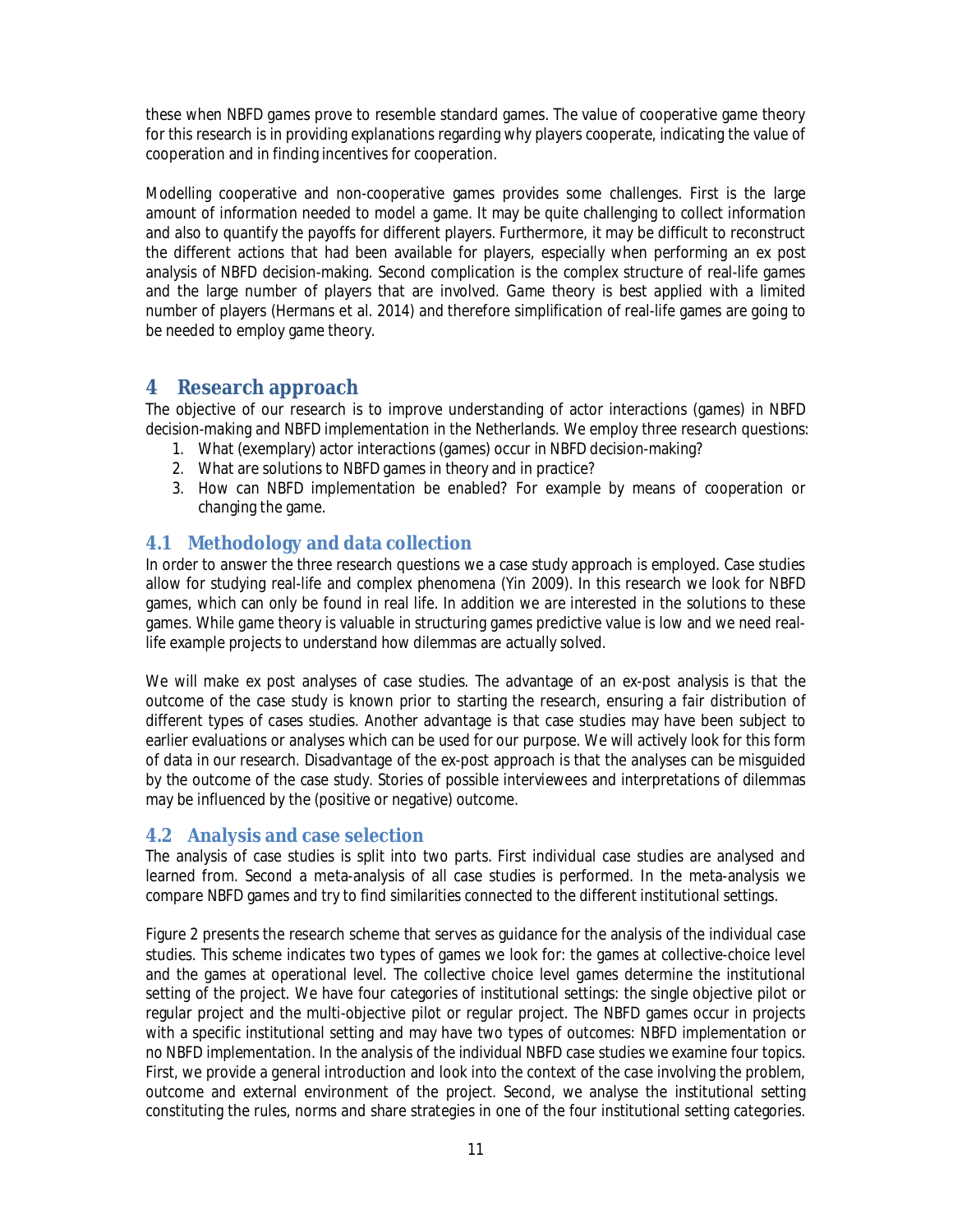these when NBFD games prove to resemble standard games. The value of cooperative game theory for this research is in providing explanations regarding why players cooperate, indicating the value of cooperation and in finding incentives for cooperation.

Modelling cooperative and non-cooperative games provides some challenges. First is the large amount of information needed to model a game. It may be quite challenging to collect information and also to quantify the payoffs for different players. Furthermore, it may be difficult to reconstruct the different actions that had been available for players, especially when performing an ex post analysis of NBFD decision-making. Second complication is the complex structure of real-life games and the large number of players that are involved. Game theory is best applied with a limited number of players (Hermans et al. 2014) and therefore simplification of real-life games are going to be needed to employ game theory.

# 4 Research approach

The objective of our research is to improve understanding of actor interactions (games) in NBFD decision-making and NBFD implementation in the Netherlands. We employ three research questions:

1. What (exemplary) actor interactions (games) occur in NBFD decision-making?
2. What are solutions to NBFD games in theory and in practice?
3. How can NBFD implementation be enabled? For example by means of cooperation or changing the game.

## 4.1 Methodology and data collection

In order to answer the three research questions we a case study approach is employed. Case studies allow for studying real-life and complex phenomena (Yin 2009). In this research we look for NBFD games, which can only be found in real life. In addition we are interested in the solutions to these games. While game theory is valuable in structuring games predictive value is low and we need real-life example projects to understand how dilemmas are actually solved.

We will make ex post analyses of case studies. The advantage of an ex-post analysis is that the outcome of the case study is known prior to starting the research, ensuring a fair distribution of different types of cases studies. Another advantage is that case studies may have been subject to earlier evaluations or analyses which can be used for our purpose. We will actively look for this form of data in our research. Disadvantage of the ex-post approach is that the analyses can be misguided by the outcome of the case study. Stories of possible interviewees and interpretations of dilemmas may be influenced by the (positive or negative) outcome.

## 4.2 Analysis and case selection

The analysis of case studies is split into two parts. First individual case studies are analysed and learned from. Second a meta-analysis of all case studies is performed. In the meta-analysis we compare NBFD games and try to find similarities connected to the different institutional settings.

Figure 2 presents the research scheme that serves as guidance for the analysis of the individual case studies. This scheme indicates two types of games we look for: the games at collective-choice level and the games at operational level. The collective choice level games determine the institutional setting of the project. We have four categories of institutional settings: the single objective pilot or regular project and the multi-objective pilot or regular project. The NBFD games occur in projects with a specific institutional setting and may have two types of outcomes: NBFD implementation or no NBFD implementation. In the analysis of the individual NBFD case studies we examine four topics. First, we provide a general introduction and look into the context of the case involving the problem, outcome and external environment of the project. Second, we analyse the institutional setting constituting the rules, norms and share strategies in one of the four institutional setting categories.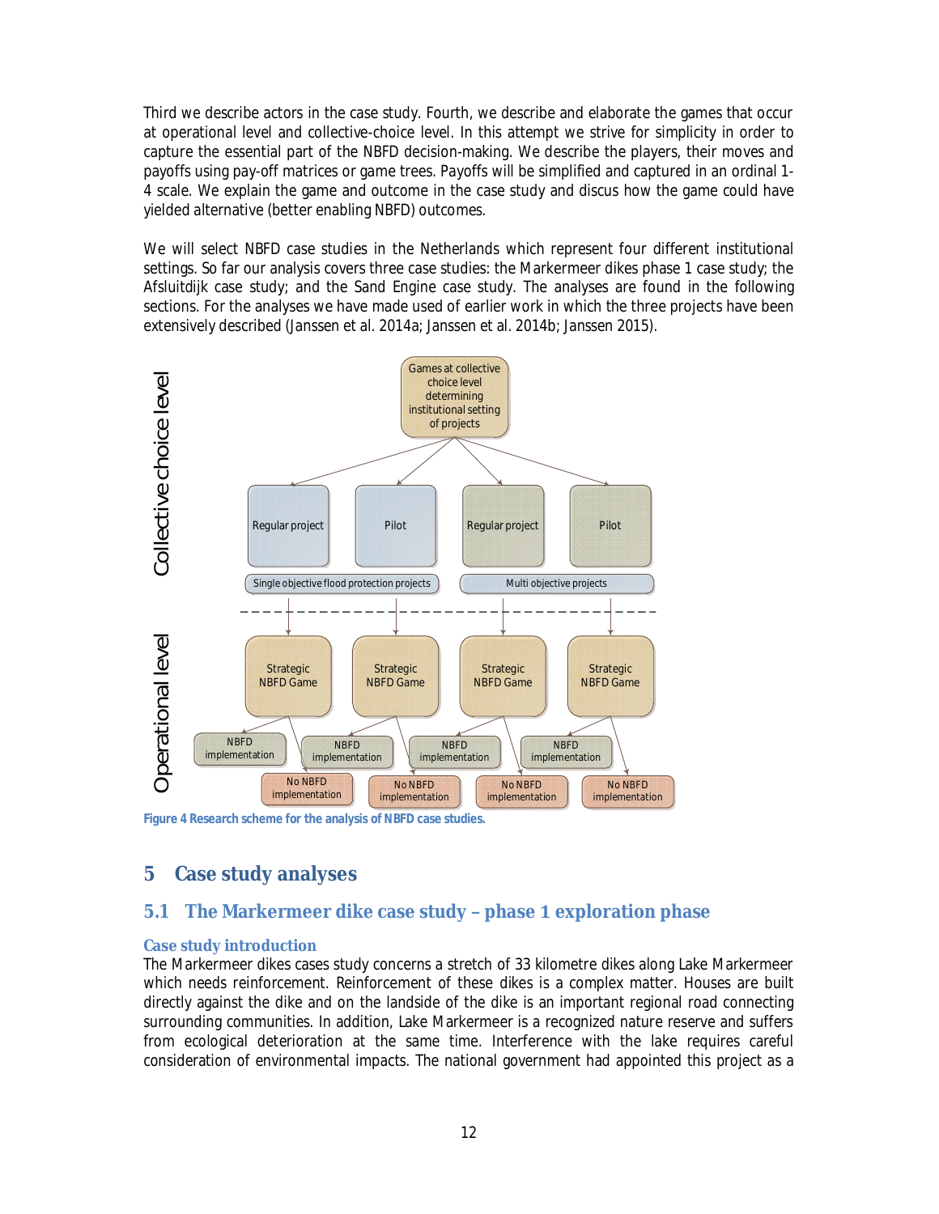Third we describe actors in the case study. Fourth, we describe and elaborate the games that occur at operational level and collective-choice level. In this attempt we strive for simplicity in order to capture the essential part of the NBFD decision-making. We describe the players, their moves and payoffs using pay-off matrices or game trees. Payoffs will be simplified and captured in an ordinal 1-4 scale. We explain the game and outcome in the case study and discus how the game could have yielded alternative (better enabling NBFD) outcomes.

We will select NBFD case studies in the Netherlands which represent four different institutional settings. So far our analysis covers three case studies: the Markermeer dikes phase 1 case study; the Afsluitdijk case study; and the Sand Engine case study. The analyses are found in the following sections. For the analyses we have made used of earlier work in which the three projects have been extensively described (Janssen et al. 2014a; Janssen et al. 2014b; Janssen 2015).

Figure 4 Research scheme for the analysis of NBFD case studies.

# 5 Case study analyses

## 5.1 The Markermeer dike case study – phase 1 exploration phase

### Case study introduction

The Markermeer dikes cases study concerns a stretch of 33 kilometre dikes along Lake Markermeer which needs reinforcement. Reinforcement of these dikes is a complex matter. Houses are built directly against the dike and on the landside of the dike is an important regional road connecting surrounding communities. In addition, Lake Markermeer is a recognized nature reserve and suffers from ecological deterioration at the same time. Interference with the lake requires careful consideration of environmental impacts. The national government had appointed this project as a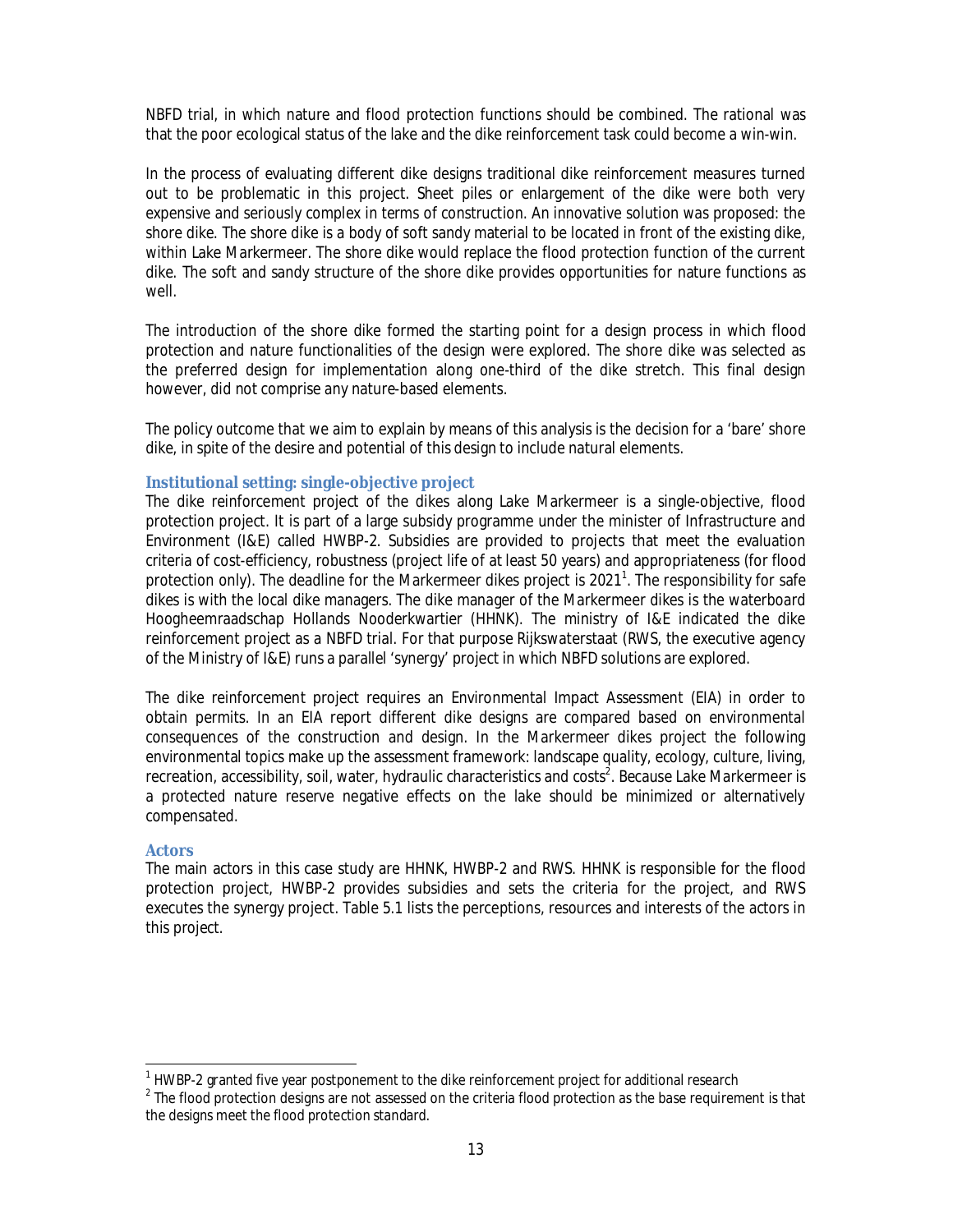NBFD trial, in which nature and flood protection functions should be combined. The rational was that the poor ecological status of the lake and the dike reinforcement task could become a win-win.

In the process of evaluating different dike designs traditional dike reinforcement measures turned out to be problematic in this project. Sheet piles or enlargement of the dike were both very expensive and seriously complex in terms of construction. An innovative solution was proposed: the shore dike. The shore dike is a body of soft sandy material to be located in front of the existing dike, within Lake Markermeer. The shore dike would replace the flood protection function of the current dike. The soft and sandy structure of the shore dike provides opportunities for nature functions as well.

The introduction of the shore dike formed the starting point for a design process in which flood protection and nature functionalities of the design were explored. The shore dike was selected as the preferred design for implementation along one-third of the dike stretch. This final design however, did not comprise any nature-based elements.

The policy outcome that we aim to explain by means of this analysis is the decision for a 'bare' shore dike, in spite of the desire and potential of this design to include natural elements.

### Institutional setting: single-objective project

The dike reinforcement project of the dikes along Lake Markermeer is a single-objective, flood protection project. It is part of a large subsidy programme under the minister of Infrastructure and Environment (I&E) called HWBP-2. Subsidies are provided to projects that meet the evaluation criteria of cost-efficiency, robustness (project life of at least 50 years) and appropriateness (for flood protection only). The deadline for the Markermeer dikes project is 2021[1]. The responsibility for safe dikes is with the local dike managers. The dike manager of the Markermeer dikes is the waterboard Hoogheemraadschap Hollands Nooderkwartier (HHNK). The ministry of I&E indicated the dike reinforcement project as a NBFD trial. For that purpose Rijkswaterstaat (RWS, the executive agency of the Ministry of I&E) runs a parallel 'synergy' project in which NBFD solutions are explored.

The dike reinforcement project requires an Environmental Impact Assessment (EIA) in order to obtain permits. In an EIA report different dike designs are compared based on environmental consequences of the construction and design. In the Markermeer dikes project the following environmental topics make up the assessment framework: landscape quality, ecology, culture, living, recreation, accessibility, soil, water, hydraulic characteristics and costs[2]. Because Lake Markermeer is a protected nature reserve negative effects on the lake should be minimized or alternatively compensated.

### Actors

The main actors in this case study are HHNK, HWBP-2 and RWS. HHNK is responsible for the flood protection project, HWBP-2 provides subsidies and sets the criteria for the project, and RWS executes the synergy project. Table 5.1 lists the perceptions, resources and interests of the actors in this project.

---

[1] HWBP-2 granted five year postponement to the dike reinforcement project for additional research

[2] The flood protection designs are not assessed on the criteria flood protection as the base requirement is that the designs meet the flood protection standard.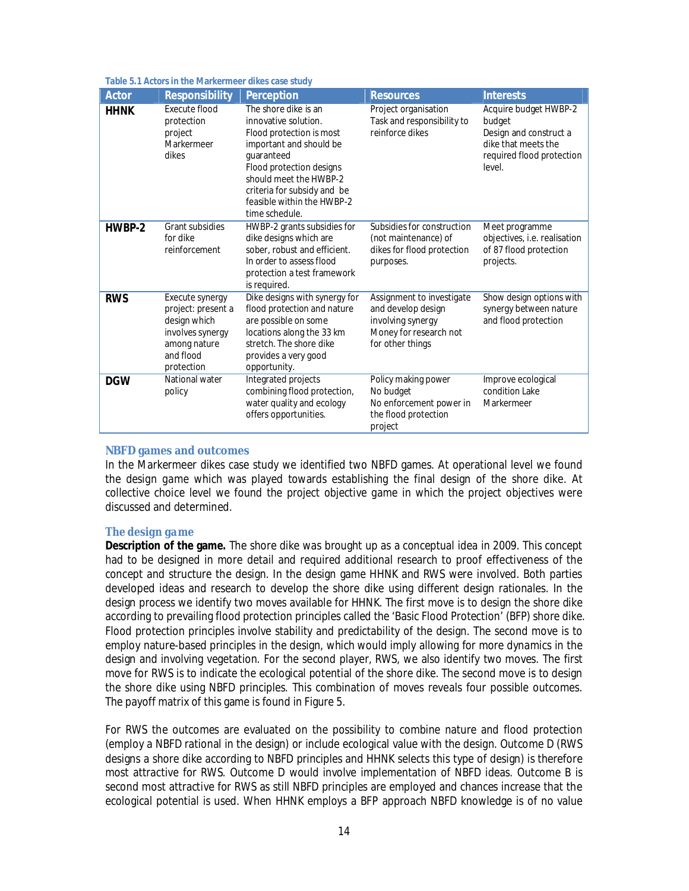**Table 5.1 Actors in the Markermeer dikes case study**

| Actor | Responsibility | Perception | Resources | Interests |
|---|---|---|---|---|
| **HHNK** | Execute flood protection project Markermeer dikes | The shore dike is an innovative solution. Flood protection is most important and should be guaranteed Flood protection designs should meet the HWBP-2 criteria for subsidy and be feasible within the HWBP-2 time schedule. | Project organisation Task and responsibility to reinforce dikes | Acquire budget HWBP-2 budget Design and construct a dike that meets the required flood protection level. |
| **HWBP-2** | Grant subsidies for dike reinforcement | HWBP-2 grants subsidies for dike designs which are sober, robust and efficient. In order to assess flood protection a test framework is required. | Subsidies for construction (not maintenance) of dikes for flood protection purposes. | Meet programme objectives, i.e. realisation of 87 flood protection projects. |
| **RWS** | Execute synergy project: present a design which involves synergy among nature and flood protection | Dike designs with synergy for flood protection and nature are possible on some locations along the 33 km stretch. The shore dike provides a very good opportunity. | Assignment to investigate and develop design involving synergy Money for research not for other things | Show design options with synergy between nature and flood protection |
| **DGW** | National water policy | Integrated projects combining flood protection, water quality and ecology offers opportunities. | Policy making power No budget No enforcement power in the flood protection project | Improve ecological condition Lake Markermeer |

### NBFD games and outcomes

In the Markermeer dikes case study we identified two NBFD games. At operational level we found the design game which was played towards establishing the final design of the shore dike. At collective choice level we found the project objective game in which the project objectives were discussed and determined.

### The design game

**Description of the game.** The shore dike was brought up as a conceptual idea in 2009. This concept had to be designed in more detail and required additional research to proof effectiveness of the concept and structure the design. In the design game HHNK and RWS were involved. Both parties developed ideas and research to develop the shore dike using different design rationales. In the design process we identify two moves available for HHNK. The first move is to design the shore dike according to prevailing flood protection principles called the 'Basic Flood Protection' (BFP) shore dike. Flood protection principles involve stability and predictability of the design. The second move is to employ nature-based principles in the design, which would imply allowing for more dynamics in the design and involving vegetation. For the second player, RWS, we also identify two moves. The first move for RWS is to indicate the ecological potential of the shore dike. The second move is to design the shore dike using NBFD principles. This combination of moves reveals four possible outcomes. The payoff matrix of this game is found in Figure 5.

For RWS the outcomes are evaluated on the possibility to combine nature and flood protection (employ a NBFD rational in the design) or include ecological value with the design. Outcome D (RWS designs a shore dike according to NBFD principles and HHNK selects this type of design) is therefore most attractive for RWS. Outcome D would involve implementation of NBFD ideas. Outcome B is second most attractive for RWS as still NBFD principles are employed and chances increase that the ecological potential is used. When HHNK employs a BFP approach NBFD knowledge is of no value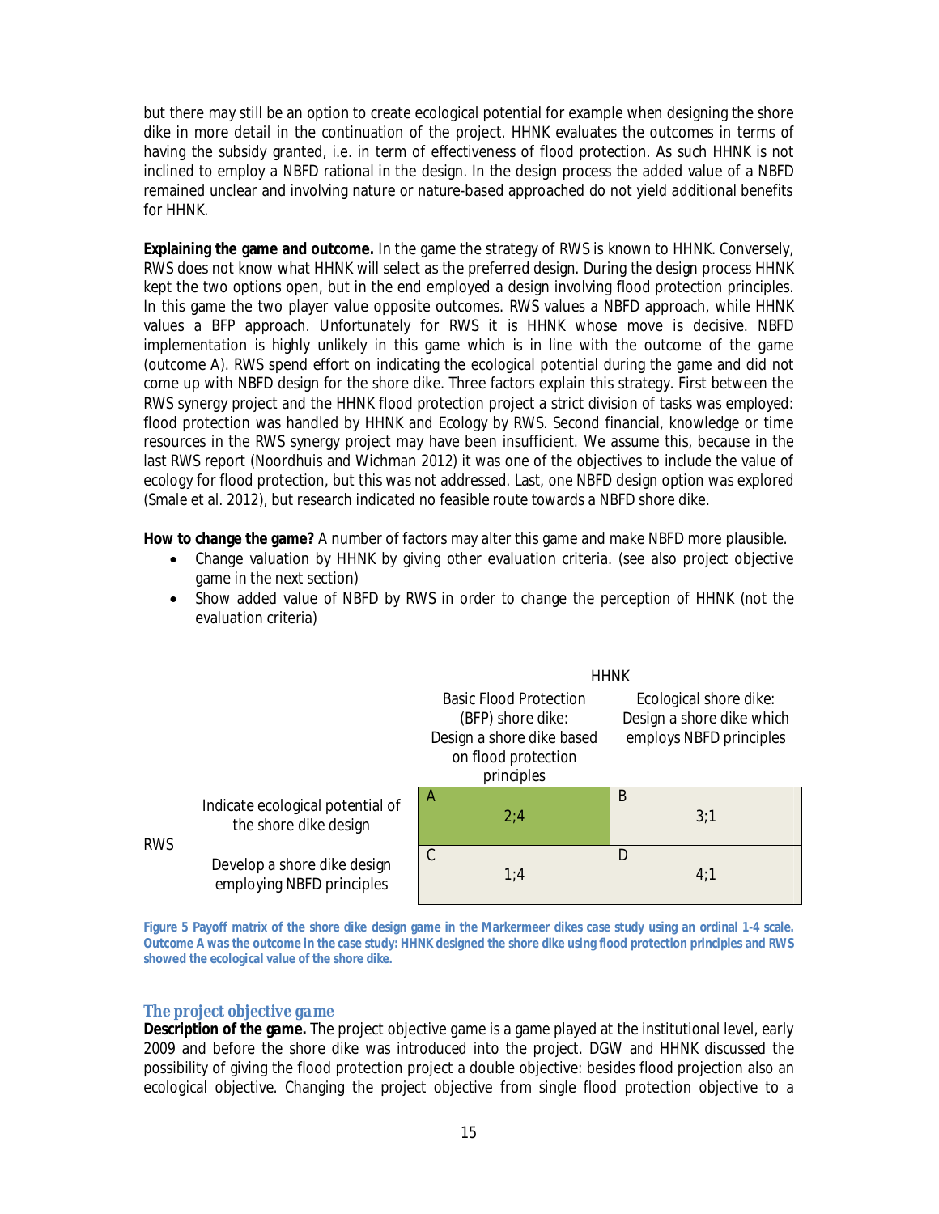but there may still be an option to create ecological potential for example when designing the shore dike in more detail in the continuation of the project. HHNK evaluates the outcomes in terms of having the subsidy granted, i.e. in term of effectiveness of flood protection. As such HHNK is not inclined to employ a NBFD rational in the design. In the design process the added value of a NBFD remained unclear and involving nature or nature-based approached do not yield additional benefits for HHNK.

**Explaining the game and outcome.** In the game the strategy of RWS is known to HHNK. Conversely, RWS does not know what HHNK will select as the preferred design. During the design process HHNK kept the two options open, but in the end employed a design involving flood protection principles. In this game the two player value opposite outcomes. RWS values a NBFD approach, while HHNK values a BFP approach. Unfortunately for RWS it is HHNK whose move is decisive. NBFD implementation is highly unlikely in this game which is in line with the outcome of the game (outcome A). RWS spend effort on indicating the ecological potential during the game and did not come up with NBFD design for the shore dike. Three factors explain this strategy. First between the RWS synergy project and the HHNK flood protection project a strict division of tasks was employed: flood protection was handled by HHNK and Ecology by RWS. Second financial, knowledge or time resources in the RWS synergy project may have been insufficient. We assume this, because in the last RWS report (Noordhuis and Wichman 2012) it was one of the objectives to include the value of ecology for flood protection, but this was not addressed. Last, one NBFD design option was explored (Smale et al. 2012), but research indicated no feasible route towards a NBFD shore dike.

**How to change the game?** A number of factors may alter this game and make NBFD more plausible.

- Change valuation by HHNK by giving other evaluation criteria. (see also project objective game in the next section)
- Show added value of NBFD by RWS in order to change the perception of HHNK (not the evaluation criteria)

| | | HHNK | |
|---|---|---|---|
| | | Basic Flood Protection (BFP) shore dike: Design a shore dike based on flood protection principles | Ecological shore dike: Design a shore dike which employs NBFD principles |
| RWS | Indicate ecological potential of the shore dike design | A<br>2;4 | B<br>3;1 |
| | Develop a shore dike design employing NBFD principles | C<br>1;4 | D<br>4;1 |

**Figure 5 Payoff matrix of the shore dike design game in the Markermeer dikes case study using an ordinal 1-4 scale. Outcome A was the outcome in the case study: HHNK designed the shore dike using flood protection principles and RWS showed the ecological value of the shore dike.**

### The project objective game

**Description of the game.** The project objective game is a game played at the institutional level, early 2009 and before the shore dike was introduced into the project. DGW and HHNK discussed the possibility of giving the flood protection project a double objective: besides flood projection also an ecological objective. Changing the project objective from single flood protection objective to a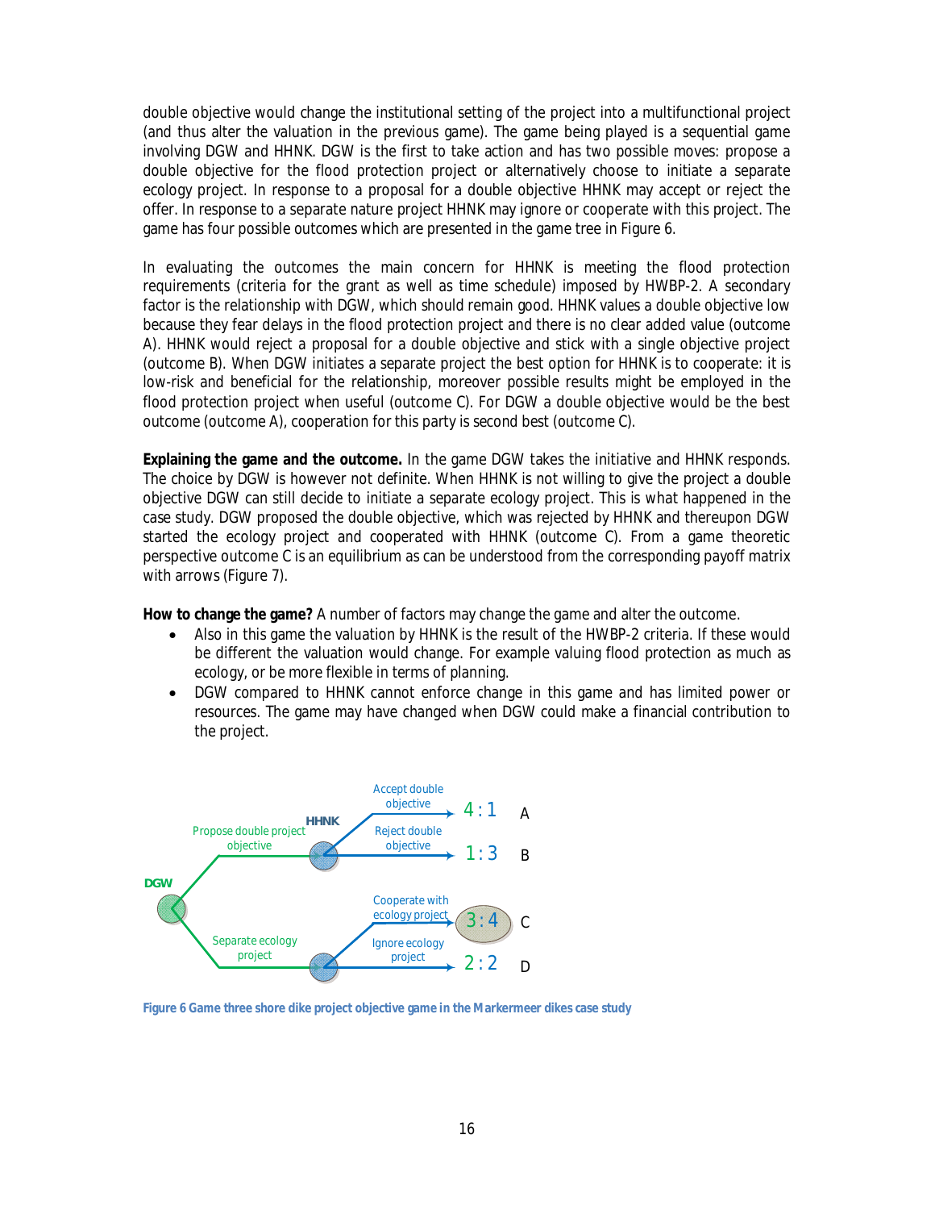double objective would change the institutional setting of the project into a multifunctional project (and thus alter the valuation in the previous game). The game being played is a sequential game involving DGW and HHNK. DGW is the first to take action and has two possible moves: propose a double objective for the flood protection project or alternatively choose to initiate a separate ecology project. In response to a proposal for a double objective HHNK may accept or reject the offer. In response to a separate nature project HHNK may ignore or cooperate with this project. The game has four possible outcomes which are presented in the game tree in Figure 6.

In evaluating the outcomes the main concern for HHNK is meeting the flood protection requirements (criteria for the grant as well as time schedule) imposed by HWBP-2. A secondary factor is the relationship with DGW, which should remain good. HHNK values a double objective low because they fear delays in the flood protection project and there is no clear added value (outcome A). HHNK would reject a proposal for a double objective and stick with a single objective project (outcome B). When DGW initiates a separate project the best option for HHNK is to cooperate: it is low-risk and beneficial for the relationship, moreover possible results might be employed in the flood protection project when useful (outcome C). For DGW a double objective would be the best outcome (outcome A), cooperation for this party is second best (outcome C).

**Explaining the game and the outcome.** In the game DGW takes the initiative and HHNK responds. The choice by DGW is however not definite. When HHNK is not willing to give the project a double objective DGW can still decide to initiate a separate ecology project. This is what happened in the case study. DGW proposed the double objective, which was rejected by HHNK and thereupon DGW started the ecology project and cooperated with HHNK (outcome C). From a game theoretic perspective outcome C is an equilibrium as can be understood from the corresponding payoff matrix with arrows (Figure 7).

**How to change the game?** A number of factors may change the game and alter the outcome.

- Also in this game the valuation by HHNK is the result of the HWBP-2 criteria. If these would be different the valuation would change. For example valuing flood protection as much as ecology, or be more flexible in terms of planning.
- DGW compared to HHNK cannot enforce change in this game and has limited power or resources. The game may have changed when DGW could make a financial contribution to the project.

| DGW move | HHNK response | Payoff (DGW : HHNK) | Outcome |
|---|---|---|---|
| Propose double project objective | Accept double objective | 4 : 1 | A |
| Propose double project objective | Reject double objective | 1 : 3 | B |
| Separate ecology project | Cooperate with ecology project | 3 : 4 | C |
| Separate ecology project | Ignore ecology project | 2 : 2 | D |

Figure 6 Game three shore dike project objective game in the Markermeer dikes case study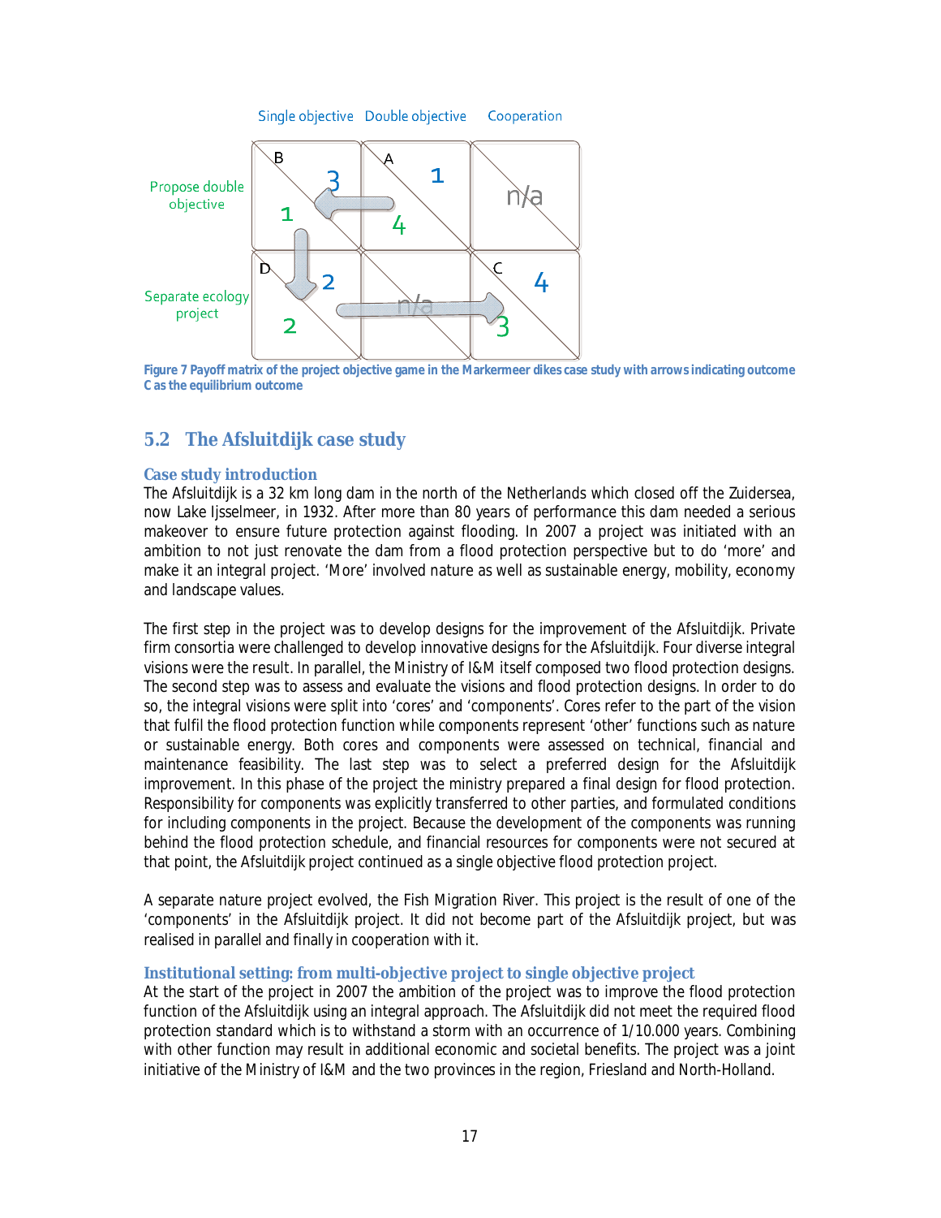| | Single objective | Double objective | Cooperation |
|---|---|---|---|
| Propose double objective | B: 3 / 1 | A: 1 / 4 | n/a |
| Separate ecology project | D: 2 / 2 | n/a | C: 4 / 3 |

**Figure 7 Payoff matrix of the project objective game in the Markermeer dikes case study with arrows indicating outcome C as the equilibrium outcome**

## 5.2 The Afsluitdijk case study

### Case study introduction

The Afsluitdijk is a 32 km long dam in the north of the Netherlands which closed off the Zuidersea, now Lake Ijsselmeer, in 1932. After more than 80 years of performance this dam needed a serious makeover to ensure future protection against flooding. In 2007 a project was initiated with an ambition to not just renovate the dam from a flood protection perspective but to do 'more' and make it an integral project. 'More' involved nature as well as sustainable energy, mobility, economy and landscape values.

The first step in the project was to develop designs for the improvement of the Afsluitdijk. Private firm consortia were challenged to develop innovative designs for the Afsluitdijk. Four diverse integral visions were the result. In parallel, the Ministry of I&M itself composed two flood protection designs. The second step was to assess and evaluate the visions and flood protection designs. In order to do so, the integral visions were split into 'cores' and 'components'. Cores refer to the part of the vision that fulfil the flood protection function while components represent 'other' functions such as nature or sustainable energy. Both cores and components were assessed on technical, financial and maintenance feasibility. The last step was to select a preferred design for the Afsluitdijk improvement. In this phase of the project the ministry prepared a final design for flood protection. Responsibility for components was explicitly transferred to other parties, and formulated conditions for including components in the project. Because the development of the components was running behind the flood protection schedule, and financial resources for components were not secured at that point, the Afsluitdijk project continued as a single objective flood protection project.

A separate nature project evolved, the Fish Migration River. This project is the result of one of the 'components' in the Afsluitdijk project. It did not become part of the Afsluitdijk project, but was realised in parallel and finally in cooperation with it.

### Institutional setting: from multi-objective project to single objective project

At the start of the project in 2007 the ambition of the project was to improve the flood protection function of the Afsluitdijk using an integral approach. The Afsluitdijk did not meet the required flood protection standard which is to withstand a storm with an occurrence of 1/10.000 years. Combining with other function may result in additional economic and societal benefits. The project was a joint initiative of the Ministry of I&M and the two provinces in the region, Friesland and North-Holland.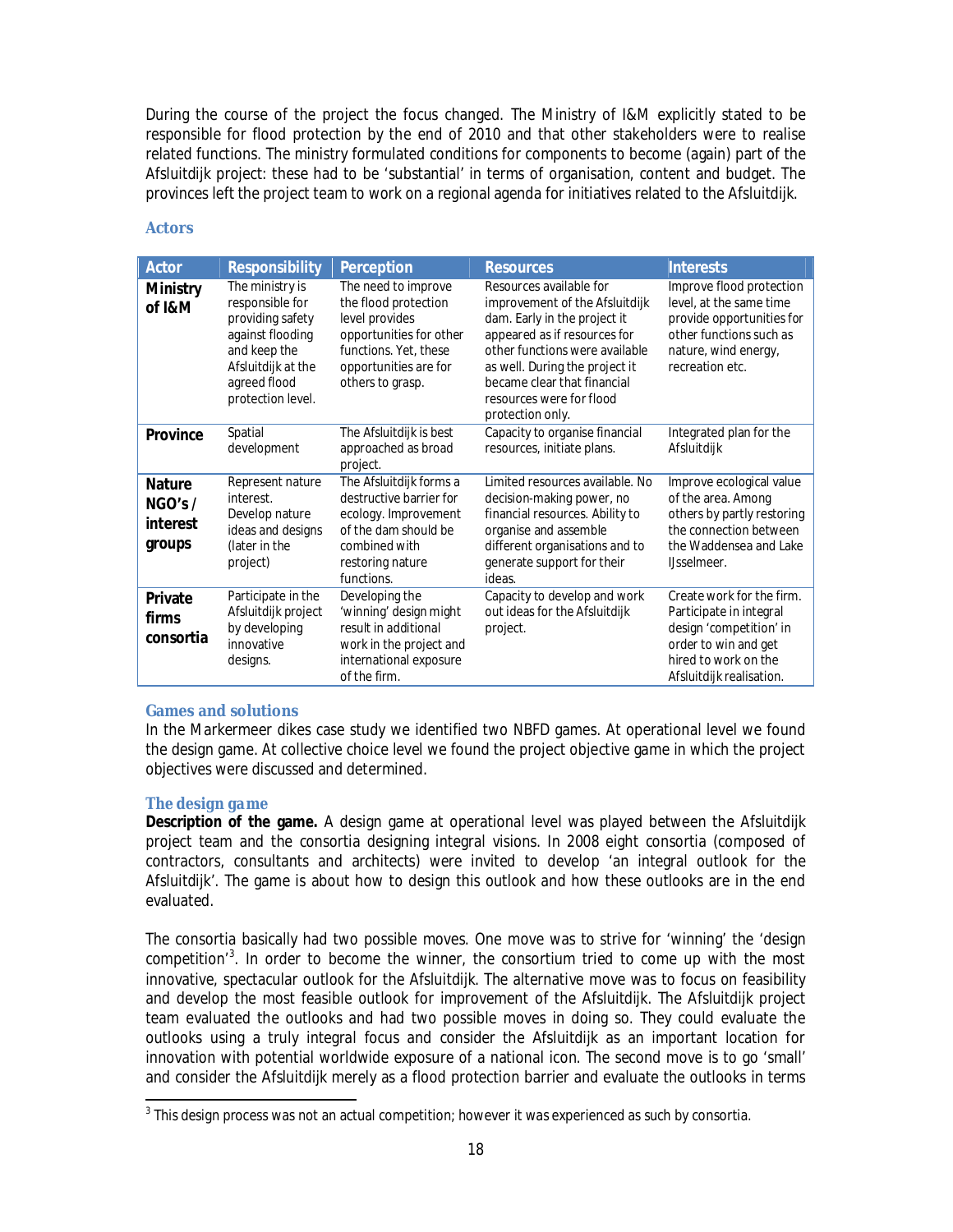During the course of the project the focus changed. The Ministry of I&M explicitly stated to be responsible for flood protection by the end of 2010 and that other stakeholders were to realise related functions. The ministry formulated conditions for components to become (again) part of the Afsluitdijk project: these had to be 'substantial' in terms of organisation, content and budget. The provinces left the project team to work on a regional agenda for initiatives related to the Afsluitdijk.

### Actors

| Actor | Responsibility | Perception | Resources | Interests |
|---|---|---|---|---|
| **Ministry of I&M** | The ministry is responsible for providing safety against flooding and keep the Afsluitdijk at the agreed flood protection level. | The need to improve the flood protection level provides opportunities for other functions. Yet, these opportunities are for others to grasp. | Resources available for improvement of the Afsluitdijk dam. Early in the project it appeared as if resources for other functions were available as well. During the project it became clear that financial resources were for flood protection only. | Improve flood protection level, at the same time provide opportunities for other functions such as nature, wind energy, recreation etc. |
| **Province** | Spatial development | The Afsluitdijk is best approached as broad project. | Capacity to organise financial resources, initiate plans. | Integrated plan for the Afsluitdijk |
| **Nature NGO's / interest groups** | Represent nature interest. Develop nature ideas and designs (later in the project) | The Afsluitdijk forms a destructive barrier for ecology. Improvement of the dam should be combined with restoring nature functions. | Limited resources available. No decision-making power, no financial resources. Ability to organise and assemble different organisations and to generate support for their ideas. | Improve ecological value of the area. Among others by partly restoring the connection between the Waddensea and Lake IJsselmeer. |
| **Private firms consortia** | Participate in the Afsluitdijk project by developing innovative designs. | Developing the 'winning' design might result in additional work in the project and international exposure of the firm. | Capacity to develop and work out ideas for the Afsluitdijk project. | Create work for the firm. Participate in integral design 'competition' in order to win and get hired to work on the Afsluitdijk realisation. |

### Games and solutions

In the Markermeer dikes case study we identified two NBFD games. At operational level we found the design game. At collective choice level we found the project objective game in which the project objectives were discussed and determined.

#### The design game

**Description of the game.** A design game at operational level was played between the Afsluitdijk project team and the consortia designing integral visions. In 2008 eight consortia (composed of contractors, consultants and architects) were invited to develop 'an integral outlook for the Afsluitdijk'. The game is about how to design this outlook and how these outlooks are in the end evaluated.

The consortia basically had two possible moves. One move was to strive for 'winning' the 'design competition'[3]. In order to become the winner, the consortium tried to come up with the most innovative, spectacular outlook for the Afsluitdijk. The alternative move was to focus on feasibility and develop the most feasible outlook for improvement of the Afsluitdijk. The Afsluitdijk project team evaluated the outlooks and had two possible moves in doing so. They could evaluate the outlooks using a truly integral focus and consider the Afsluitdijk as an important location for innovation with potential worldwide exposure of a national icon. The second move is to go 'small' and consider the Afsluitdijk merely as a flood protection barrier and evaluate the outlooks in terms

[3] This design process was not an actual competition; however it was experienced as such by consortia.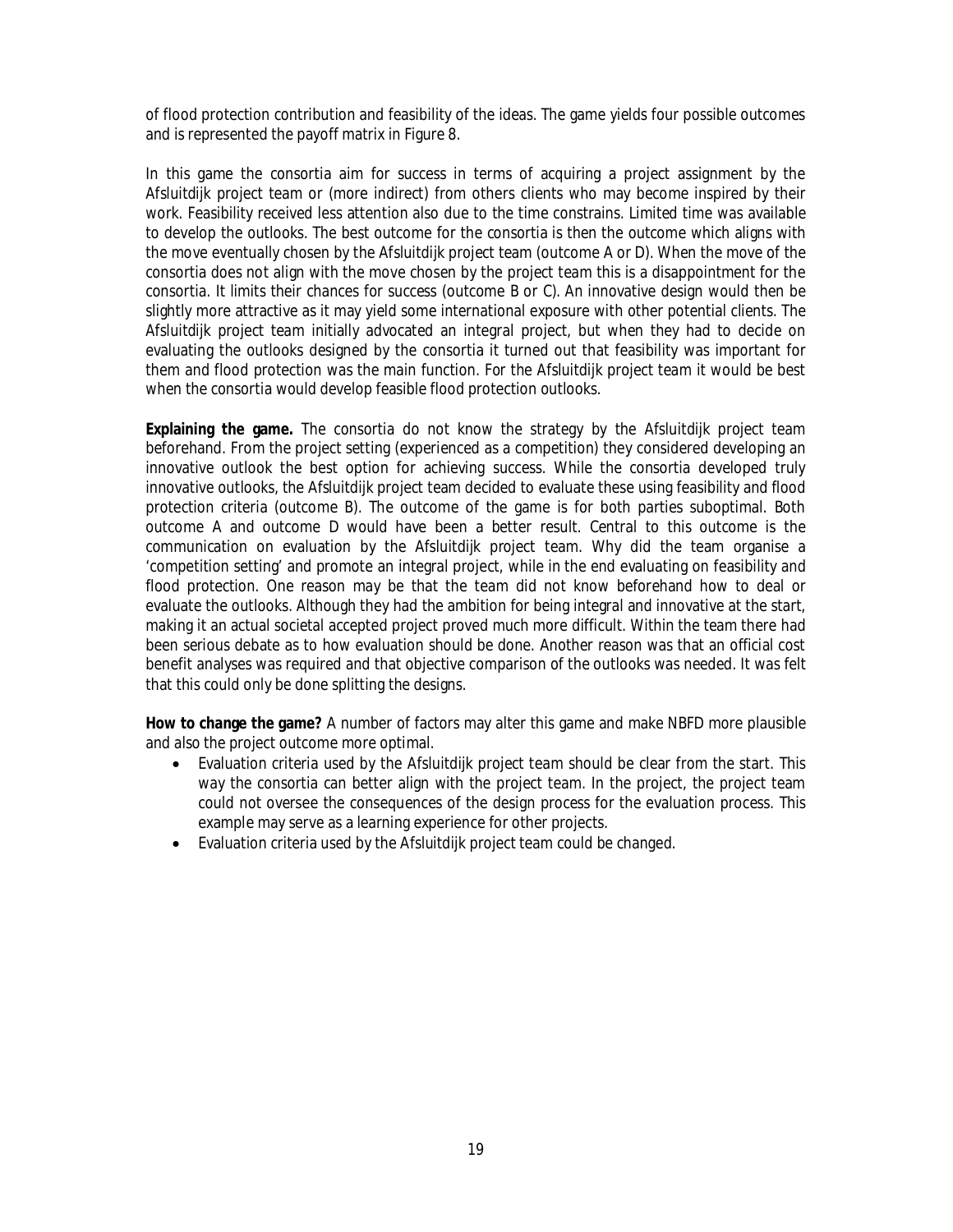of flood protection contribution and feasibility of the ideas. The game yields four possible outcomes and is represented the payoff matrix in Figure 8.

In this game the consortia aim for success in terms of acquiring a project assignment by the Afsluitdijk project team or (more indirect) from others clients who may become inspired by their work. Feasibility received less attention also due to the time constrains. Limited time was available to develop the outlooks. The best outcome for the consortia is then the outcome which aligns with the move eventually chosen by the Afsluitdijk project team (outcome A or D). When the move of the consortia does not align with the move chosen by the project team this is a disappointment for the consortia. It limits their chances for success (outcome B or C). An innovative design would then be slightly more attractive as it may yield some international exposure with other potential clients. The Afsluitdijk project team initially advocated an integral project, but when they had to decide on evaluating the outlooks designed by the consortia it turned out that feasibility was important for them and flood protection was the main function. For the Afsluitdijk project team it would be best when the consortia would develop feasible flood protection outlooks.

**Explaining the game.** The consortia do not know the strategy by the Afsluitdijk project team beforehand. From the project setting (experienced as a competition) they considered developing an innovative outlook the best option for achieving success. While the consortia developed truly innovative outlooks, the Afsluitdijk project team decided to evaluate these using feasibility and flood protection criteria (outcome B). The outcome of the game is for both parties suboptimal. Both outcome A and outcome D would have been a better result. Central to this outcome is the communication on evaluation by the Afsluitdijk project team. Why did the team organise a 'competition setting' and promote an integral project, while in the end evaluating on feasibility and flood protection. One reason may be that the team did not know beforehand how to deal or evaluate the outlooks. Although they had the ambition for being integral and innovative at the start, making it an actual societal accepted project proved much more difficult. Within the team there had been serious debate as to how evaluation should be done. Another reason was that an official cost benefit analyses was required and that objective comparison of the outlooks was needed. It was felt that this could only be done splitting the designs.

**How to change the game?** A number of factors may alter this game and make NBFD more plausible and also the project outcome more optimal.

- Evaluation criteria used by the Afsluitdijk project team should be clear from the start. This way the consortia can better align with the project team. In the project, the project team could not oversee the consequences of the design process for the evaluation process. This example may serve as a learning experience for other projects.
- Evaluation criteria used by the Afsluitdijk project team could be changed.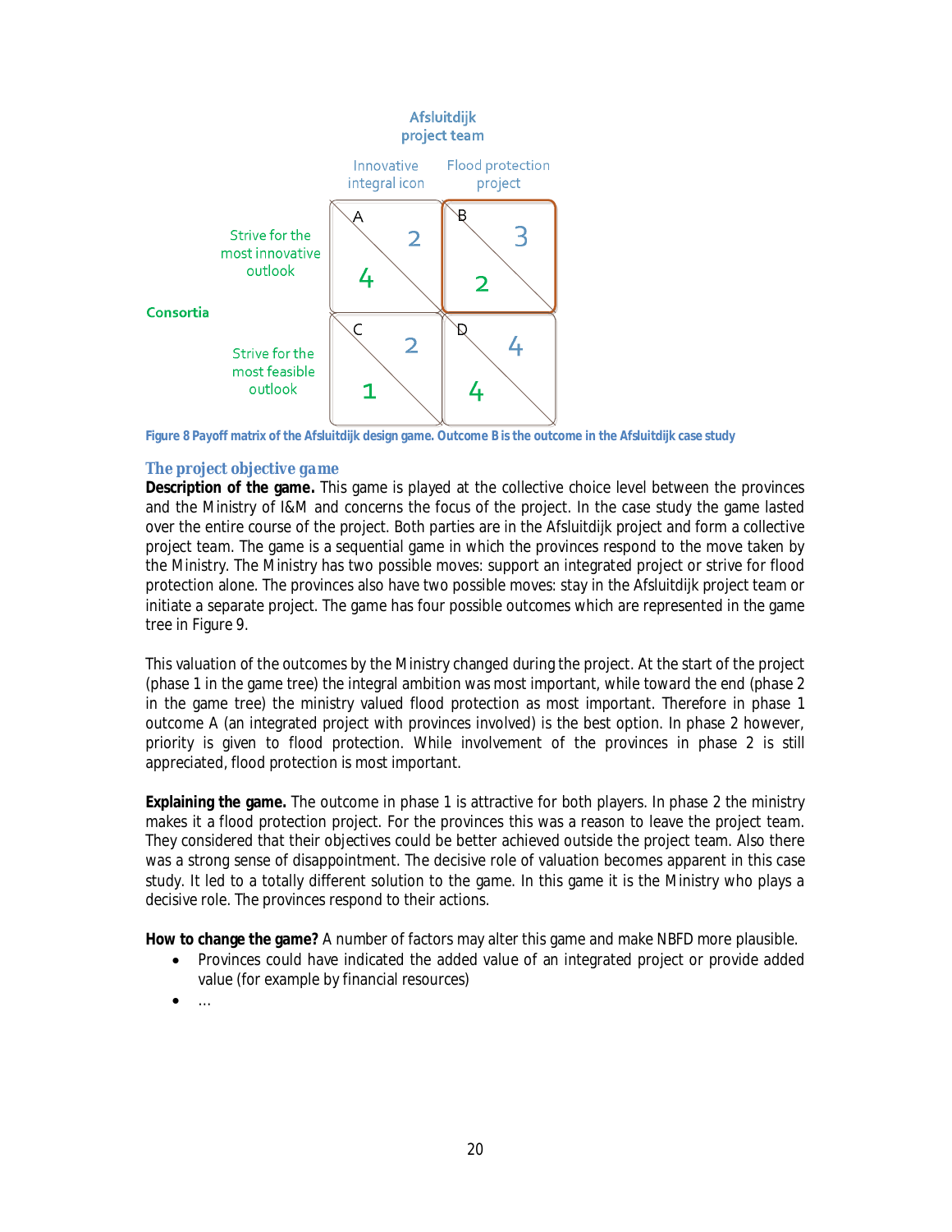| | | Afsluitdijk project team | |
|---|---|---|---|
| | | Innovative integral icon | Flood protection project |
| Consortia | Strive for the most innovative outlook | A: 4, 2 | B: 2, 3 |
| | Strive for the most feasible outlook | C: 1, 2 | D: 4, 4 |

Figure 8 Payoff matrix of the Afsluitdijk design game. Outcome B is the outcome in the Afsluitdijk case study

### The project objective game

**Description of the game.** This game is played at the collective choice level between the provinces and the Ministry of I&M and concerns the focus of the project. In the case study the game lasted over the entire course of the project. Both parties are in the Afsluitdijk project and form a collective project team. The game is a sequential game in which the provinces respond to the move taken by the Ministry. The Ministry has two possible moves: support an integrated project or strive for flood protection alone. The provinces also have two possible moves: stay in the Afsluitdijk project team or initiate a separate project. The game has four possible outcomes which are represented in the game tree in Figure 9.

This valuation of the outcomes by the Ministry changed during the project. At the start of the project (phase 1 in the game tree) the integral ambition was most important, while toward the end (phase 2 in the game tree) the ministry valued flood protection as most important. Therefore in phase 1 outcome A (an integrated project with provinces involved) is the best option. In phase 2 however, priority is given to flood protection. While involvement of the provinces in phase 2 is still appreciated, flood protection is most important.

**Explaining the game.** The outcome in phase 1 is attractive for both players. In phase 2 the ministry makes it a flood protection project. For the provinces this was a reason to leave the project team. They considered that their objectives could be better achieved outside the project team. Also there was a strong sense of disappointment. The decisive role of valuation becomes apparent in this case study. It led to a totally different solution to the game. In this game it is the Ministry who plays a decisive role. The provinces respond to their actions.

**How to change the game?** A number of factors may alter this game and make NBFD more plausible.

- Provinces could have indicated the added value of an integrated project or provide added value (for example by financial resources)
- …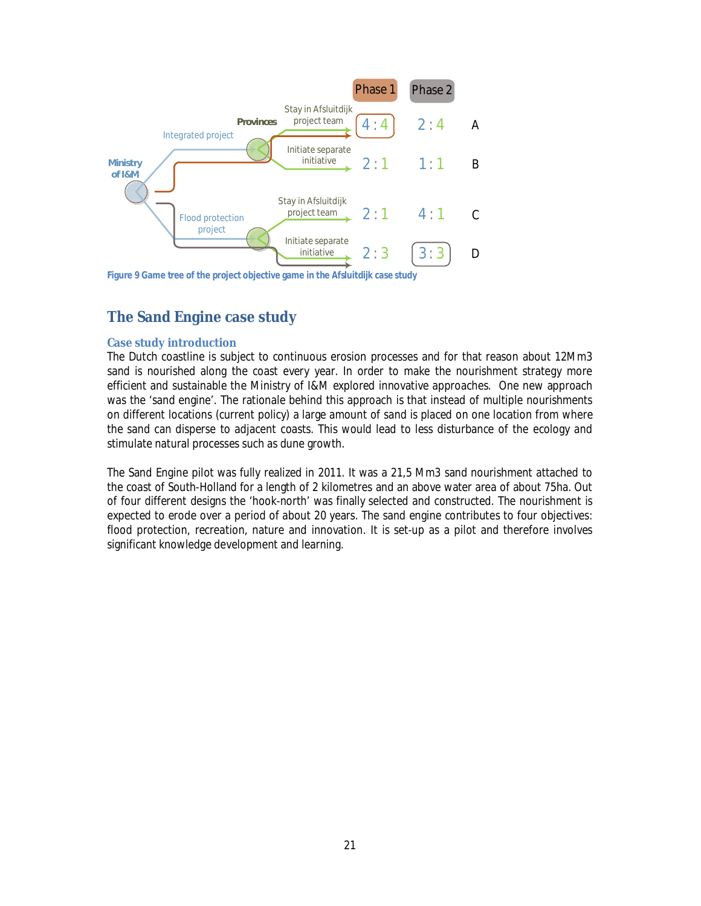| | Phase 1 | Phase 2 | |
|---|---|---|---|
| Ministry of I&M: Integrated project → Provinces: Stay in Afsluitdijk project team | 4 : 4 | 2 : 4 | A |
| Ministry of I&M: Integrated project → Provinces: Initiate separate initiative | 2 : 1 | 1 : 1 | B |
| Ministry of I&M: Flood protection project → Provinces: Stay in Afsluitdijk project team | 2 : 1 | 4 : 1 | C |
| Ministry of I&M: Flood protection project → Provinces: Initiate separate initiative | 2 : 3 | 3 : 3 | D |

**Figure 9 Game tree of the project objective game in the Afsluitdijk case study**

## The Sand Engine case study

### Case study introduction

The Dutch coastline is subject to continuous erosion processes and for that reason about 12Mm3 sand is nourished along the coast every year. In order to make the nourishment strategy more efficient and sustainable the Ministry of I&M explored innovative approaches. One new approach was the 'sand engine'. The rationale behind this approach is that instead of multiple nourishments on different locations (current policy) a large amount of sand is placed on one location from where the sand can disperse to adjacent coasts. This would lead to less disturbance of the ecology and stimulate natural processes such as dune growth.

The Sand Engine pilot was fully realized in 2011. It was a 21,5 Mm3 sand nourishment attached to the coast of South-Holland for a length of 2 kilometres and an above water area of about 75ha. Out of four different designs the 'hook-north' was finally selected and constructed. The nourishment is expected to erode over a period of about 20 years. The sand engine contributes to four objectives: flood protection, recreation, nature and innovation. It is set-up as a pilot and therefore involves significant knowledge development and learning.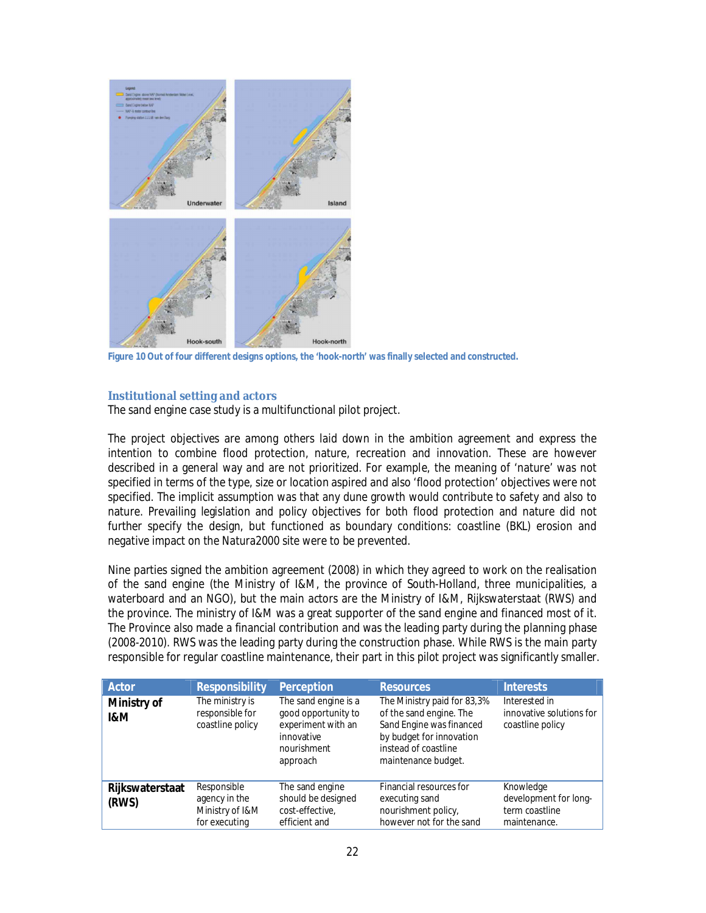Figure 10 Out of four different designs options, the 'hook-north' was finally selected and constructed.

### Institutional setting and actors

The sand engine case study is a multifunctional pilot project.

The project objectives are among others laid down in the ambition agreement and express the intention to combine flood protection, nature, recreation and innovation. These are however described in a general way and are not prioritized. For example, the meaning of 'nature' was not specified in terms of the type, size or location aspired and also 'flood protection' objectives were not specified. The implicit assumption was that any dune growth would contribute to safety and also to nature. Prevailing legislation and policy objectives for both flood protection and nature did not further specify the design, but functioned as boundary conditions: coastline (BKL) erosion and negative impact on the Natura2000 site were to be prevented.

Nine parties signed the ambition agreement (2008) in which they agreed to work on the realisation of the sand engine (the Ministry of I&M, the province of South-Holland, three municipalities, a waterboard and an NGO), but the main actors are the Ministry of I&M, Rijkswaterstaat (RWS) and the province. The ministry of I&M was a great supporter of the sand engine and financed most of it. The Province also made a financial contribution and was the leading party during the planning phase (2008-2010). RWS was the leading party during the construction phase. While RWS is the main party responsible for regular coastline maintenance, their part in this pilot project was significantly smaller.

| Actor | Responsibility | Perception | Resources | Interests |
|---|---|---|---|---|
| **Ministry of I&M** | The ministry is responsible for coastline policy | The sand engine is a good opportunity to experiment with an innovative nourishment approach | The Ministry paid for 83,3% of the sand engine. The Sand Engine was financed by budget for innovation instead of coastline maintenance budget. | Interested in innovative solutions for coastline policy |
| **Rijkswaterstaat (RWS)** | Responsible agency in the Ministry of I&M for executing | The sand engine should be designed cost-effective, efficient and | Financial resources for executing sand nourishment policy, however not for the sand | Knowledge development for long-term coastline maintenance. |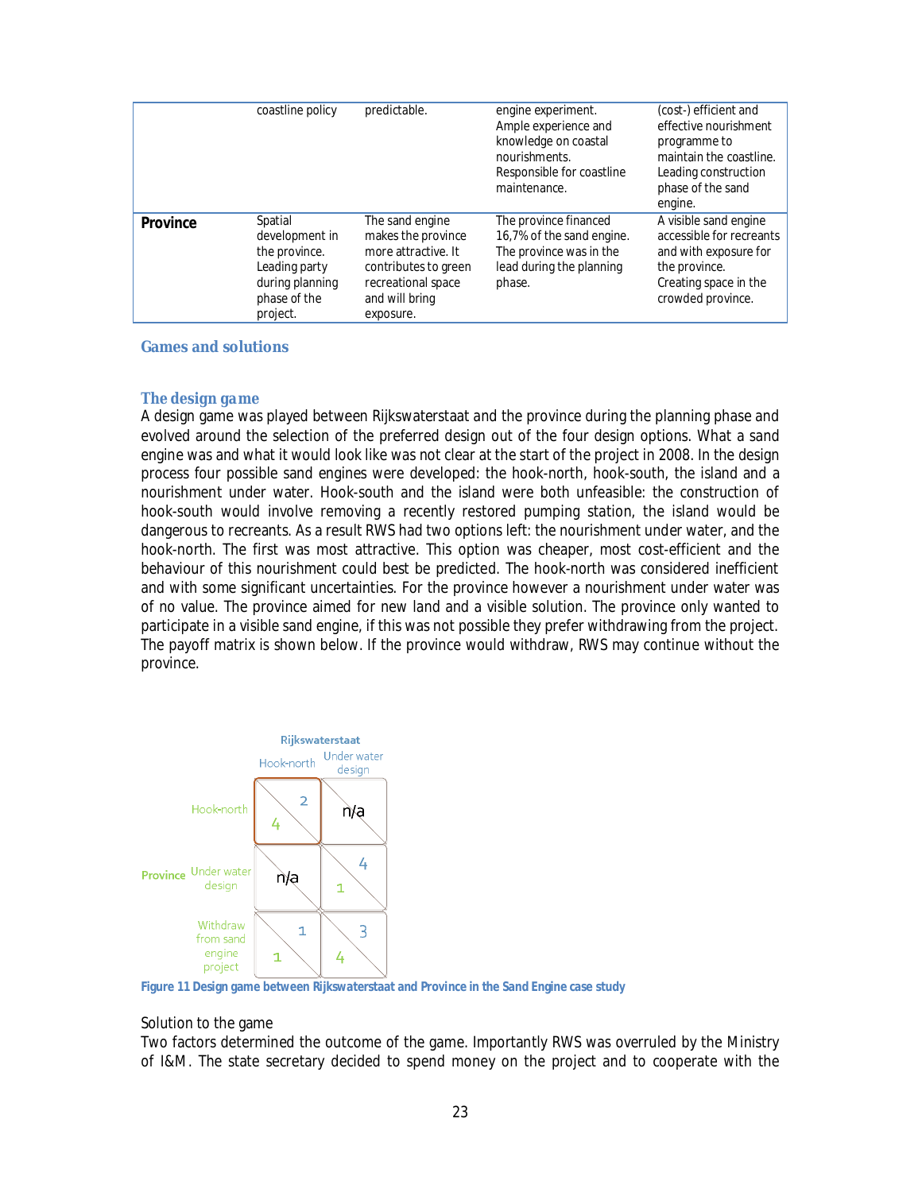| | | | | |
|---|---|---|---|---|
| | coastline policy | predictable. | engine experiment. Ample experience and knowledge on coastal nourishments. Responsible for coastline maintenance. | (cost-) efficient and effective nourishment programme to maintain the coastline. Leading construction phase of the sand engine. |
| **Province** | Spatial development in the province. Leading party during planning phase of the project. | The sand engine makes the province more attractive. It contributes to green recreational space and will bring exposure. | The province financed 16,7% of the sand engine. The province was in the lead during the planning phase. | A visible sand engine accessible for recreants and with exposure for the province. Creating space in the crowded province. |

## Games and solutions

### The design game

A design game was played between Rijkswaterstaat and the province during the planning phase and evolved around the selection of the preferred design out of the four design options. What a sand engine was and what it would look like was not clear at the start of the project in 2008. In the design process four possible sand engines were developed: the hook-north, hook-south, the island and a nourishment under water. Hook-south and the island were both unfeasible: the construction of hook-south would involve removing a recently restored pumping station, the island would be dangerous to recreants. As a result RWS had two options left: the nourishment under water, and the hook-north. The first was most attractive. This option was cheaper, most cost-efficient and the behaviour of this nourishment could best be predicted. The hook-north was considered inefficient and with some significant uncertainties. For the province however a nourishment under water was of no value. The province aimed for new land and a visible solution. The province only wanted to participate in a visible sand engine, if this was not possible they prefer withdrawing from the project. The payoff matrix is shown below. If the province would withdraw, RWS may continue without the province.

| | | Rijkswaterstaat: Hook-north | Rijkswaterstaat: Under water design |
|---|---|---|---|
| **Province** | Hook-north | 4, 2 | n/a |
| | Under water design | n/a | 1, 4 |
| | Withdraw from sand engine project | 1, 1 | 4, 3 |

Figure 11 Design game between Rijkswaterstaat and Province in the Sand Engine case study

Solution to the game

Two factors determined the outcome of the game. Importantly RWS was overruled by the Ministry of I&M. The state secretary decided to spend money on the project and to cooperate with the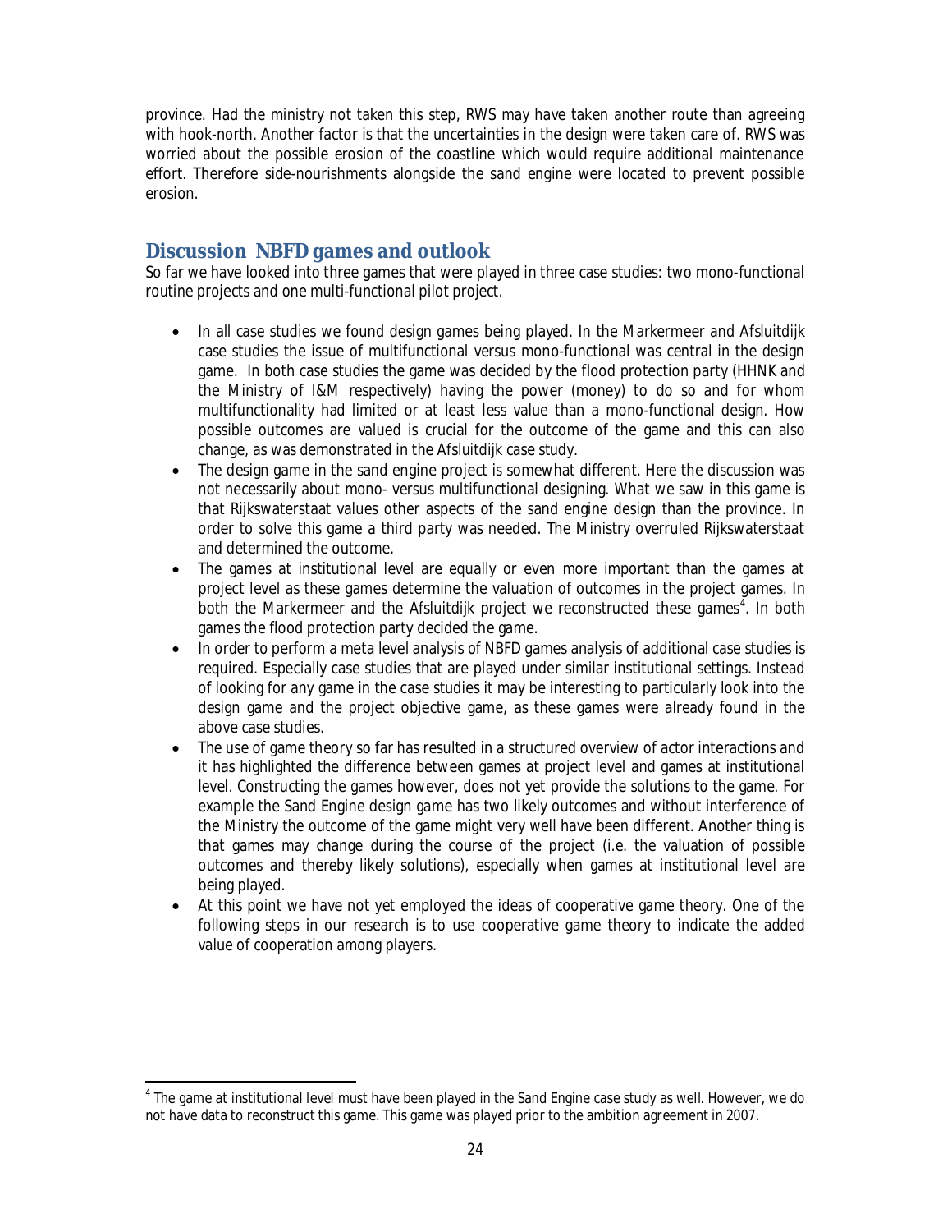province. Had the ministry not taken this step, RWS may have taken another route than agreeing with hook-north. Another factor is that the uncertainties in the design were taken care of. RWS was worried about the possible erosion of the coastline which would require additional maintenance effort. Therefore side-nourishments alongside the sand engine were located to prevent possible erosion.

## Discussion NBFD games and outlook

So far we have looked into three games that were played in three case studies: two mono-functional routine projects and one multi-functional pilot project.

- In all case studies we found design games being played. In the Markermeer and Afsluitdijk case studies the issue of multifunctional versus mono-functional was central in the design game. In both case studies the game was decided by the flood protection party (HHNK and the Ministry of I&M respectively) having the power (money) to do so and for whom multifunctionality had limited or at least less value than a mono-functional design. How possible outcomes are valued is crucial for the outcome of the game and this can also change, as was demonstrated in the Afsluitdijk case study.
- The design game in the sand engine project is somewhat different. Here the discussion was not necessarily about mono- versus multifunctional designing. What we saw in this game is that Rijkswaterstaat values other aspects of the sand engine design than the province. In order to solve this game a third party was needed. The Ministry overruled Rijkswaterstaat and determined the outcome.
- The games at institutional level are equally or even more important than the games at project level as these games determine the valuation of outcomes in the project games. In both the Markermeer and the Afsluitdijk project we reconstructed these games[4]. In both games the flood protection party decided the game.
- In order to perform a meta level analysis of NBFD games analysis of additional case studies is required. Especially case studies that are played under similar institutional settings. Instead of looking for any game in the case studies it may be interesting to particularly look into the design game and the project objective game, as these games were already found in the above case studies.
- The use of game theory so far has resulted in a structured overview of actor interactions and it has highlighted the difference between games at project level and games at institutional level. Constructing the games however, does not yet provide the solutions to the game. For example the Sand Engine design game has two likely outcomes and without interference of the Ministry the outcome of the game might very well have been different. Another thing is that games may change during the course of the project (i.e. the valuation of possible outcomes and thereby likely solutions), especially when games at institutional level are being played.
- At this point we have not yet employed the ideas of cooperative game theory. One of the following steps in our research is to use cooperative game theory to indicate the added value of cooperation among players.

[4] The game at institutional level must have been played in the Sand Engine case study as well. However, we do not have data to reconstruct this game. This game was played prior to the ambition agreement in 2007.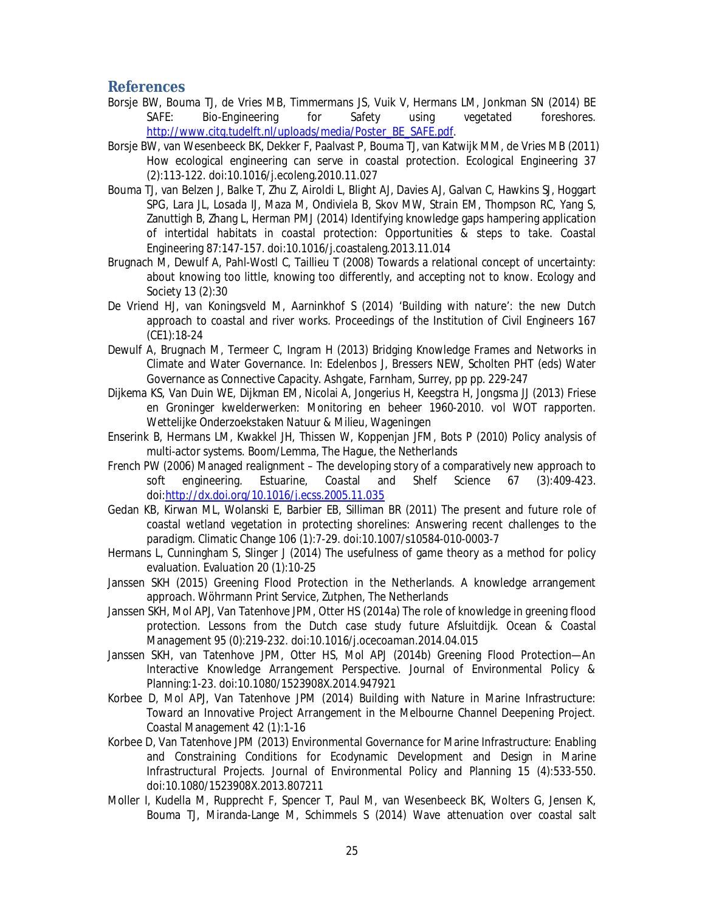## References

Borsje BW, Bouma TJ, de Vries MB, Timmermans JS, Vuik V, Hermans LM, Jonkman SN (2014) BE SAFE: Bio-Engineering for Safety using vegetated foreshores. http://www.citg.tudelft.nl/uploads/media/Poster_BE_SAFE.pdf.

Borsje BW, van Wesenbeeck BK, Dekker F, Paalvast P, Bouma TJ, van Katwijk MM, de Vries MB (2011) How ecological engineering can serve in coastal protection. Ecological Engineering 37 (2):113-122. doi:10.1016/j.ecoleng.2010.11.027

Bouma TJ, van Belzen J, Balke T, Zhu Z, Airoldi L, Blight AJ, Davies AJ, Galvan C, Hawkins SJ, Hoggart SPG, Lara JL, Losada IJ, Maza M, Ondiviela B, Skov MW, Strain EM, Thompson RC, Yang S, Zanuttigh B, Zhang L, Herman PMJ (2014) Identifying knowledge gaps hampering application of intertidal habitats in coastal protection: Opportunities & steps to take. Coastal Engineering 87:147-157. doi:10.1016/j.coastaleng.2013.11.014

Brugnach M, Dewulf A, Pahl-Wostl C, Taillieu T (2008) Towards a relational concept of uncertainty: about knowing too little, knowing too differently, and accepting not to know. Ecology and Society 13 (2):30

De Vriend HJ, van Koningsveld M, Aarninkhof S (2014) 'Building with nature': the new Dutch approach to coastal and river works. Proceedings of the Institution of Civil Engineers 167 (CE1):18-24

Dewulf A, Brugnach M, Termeer C, Ingram H (2013) Bridging Knowledge Frames and Networks in Climate and Water Governance. In: Edelenbos J, Bressers NEW, Scholten PHT (eds) Water Governance as Connective Capacity. Ashgate, Farnham, Surrey, pp pp. 229-247

Dijkema KS, Van Duin WE, Dijkman EM, Nicolai A, Jongerius H, Keegstra H, Jongsma JJ (2013) Friese en Groninger kwelderwerken: Monitoring en beheer 1960-2010. vol WOT rapporten. Wettelijke Onderzoekstaken Natuur & Milieu, Wageningen

Enserink B, Hermans LM, Kwakkel JH, Thissen W, Koppenjan JFM, Bots P (2010) Policy analysis of multi-actor systems. Boom/Lemma, The Hague, the Netherlands

French PW (2006) Managed realignment – The developing story of a comparatively new approach to soft engineering. Estuarine, Coastal and Shelf Science 67 (3):409-423. doi:http://dx.doi.org/10.1016/j.ecss.2005.11.035

Gedan KB, Kirwan ML, Wolanski E, Barbier EB, Silliman BR (2011) The present and future role of coastal wetland vegetation in protecting shorelines: Answering recent challenges to the paradigm. Climatic Change 106 (1):7-29. doi:10.1007/s10584-010-0003-7

Hermans L, Cunningham S, Slinger J (2014) The usefulness of game theory as a method for policy evaluation. Evaluation 20 (1):10-25

Janssen SKH (2015) Greening Flood Protection in the Netherlands. A knowledge arrangement approach. Wöhrmann Print Service, Zutphen, The Netherlands

Janssen SKH, Mol APJ, Van Tatenhove JPM, Otter HS (2014a) The role of knowledge in greening flood protection. Lessons from the Dutch case study future Afsluitdijk. Ocean & Coastal Management 95 (0):219-232. doi:10.1016/j.ocecoaman.2014.04.015

Janssen SKH, van Tatenhove JPM, Otter HS, Mol APJ (2014b) Greening Flood Protection—An Interactive Knowledge Arrangement Perspective. Journal of Environmental Policy & Planning:1-23. doi:10.1080/1523908X.2014.947921

Korbee D, Mol APJ, Van Tatenhove JPM (2014) Building with Nature in Marine Infrastructure: Toward an Innovative Project Arrangement in the Melbourne Channel Deepening Project. Coastal Management 42 (1):1-16

Korbee D, Van Tatenhove JPM (2013) Environmental Governance for Marine Infrastructure: Enabling and Constraining Conditions for Ecodynamic Development and Design in Marine Infrastructural Projects. Journal of Environmental Policy and Planning 15 (4):533-550. doi:10.1080/1523908X.2013.807211

Moller I, Kudella M, Rupprecht F, Spencer T, Paul M, van Wesenbeeck BK, Wolters G, Jensen K, Bouma TJ, Miranda-Lange M, Schimmels S (2014) Wave attenuation over coastal salt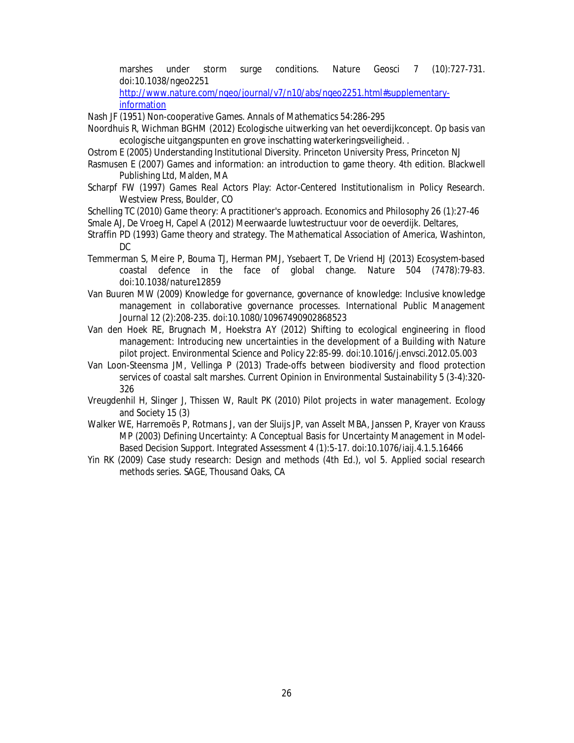marshes under storm surge conditions. Nature Geosci 7 (10):727-731. doi:10.1038/ngeo2251 http://www.nature.com/ngeo/journal/v7/n10/abs/ngeo2251.html#supplementary-information

Nash JF (1951) Non-cooperative Games. Annals of Mathematics 54:286-295

Noordhuis R, Wichman BGHM (2012) Ecologische uitwerking van het oeverdijkconcept. Op basis van ecologische uitgangspunten en grove inschatting waterkeringsveiligheid. .

Ostrom E (2005) Understanding Institutional Diversity. Princeton University Press, Princeton NJ

Rasmusen E (2007) Games and information: an introduction to game theory. 4th edition. Blackwell Publishing Ltd, Malden, MA

Scharpf FW (1997) Games Real Actors Play: Actor-Centered Institutionalism in Policy Research. Westview Press, Boulder, CO

Schelling TC (2010) Game theory: A practitioner's approach. Economics and Philosophy 26 (1):27-46

Smale AJ, De Vroeg H, Capel A (2012) Meerwaarde luwtestructuur voor de oeverdijk. Deltares,

Straffin PD (1993) Game theory and strategy. The Mathematical Association of America, Washinton, DC

Temmerman S, Meire P, Bouma TJ, Herman PMJ, Ysebaert T, De Vriend HJ (2013) Ecosystem-based coastal defence in the face of global change. Nature 504 (7478):79-83. doi:10.1038/nature12859

Van Buuren MW (2009) Knowledge for governance, governance of knowledge: Inclusive knowledge management in collaborative governance processes. International Public Management Journal 12 (2):208-235. doi:10.1080/10967490902868523

Van den Hoek RE, Brugnach M, Hoekstra AY (2012) Shifting to ecological engineering in flood management: Introducing new uncertainties in the development of a Building with Nature pilot project. Environmental Science and Policy 22:85-99. doi:10.1016/j.envsci.2012.05.003

Van Loon-Steensma JM, Vellinga P (2013) Trade-offs between biodiversity and flood protection services of coastal salt marshes. Current Opinion in Environmental Sustainability 5 (3-4):320-326

Vreugdenhil H, Slinger J, Thissen W, Rault PK (2010) Pilot projects in water management. Ecology and Society 15 (3)

Walker WE, Harremoës P, Rotmans J, van der Sluijs JP, van Asselt MBA, Janssen P, Krayer von Krauss MP (2003) Defining Uncertainty: A Conceptual Basis for Uncertainty Management in Model-Based Decision Support. Integrated Assessment 4 (1):5-17. doi:10.1076/iaij.4.1.5.16466

Yin RK (2009) Case study research: Design and methods (4th Ed.), vol 5. Applied social research methods series. SAGE, Thousand Oaks, CA